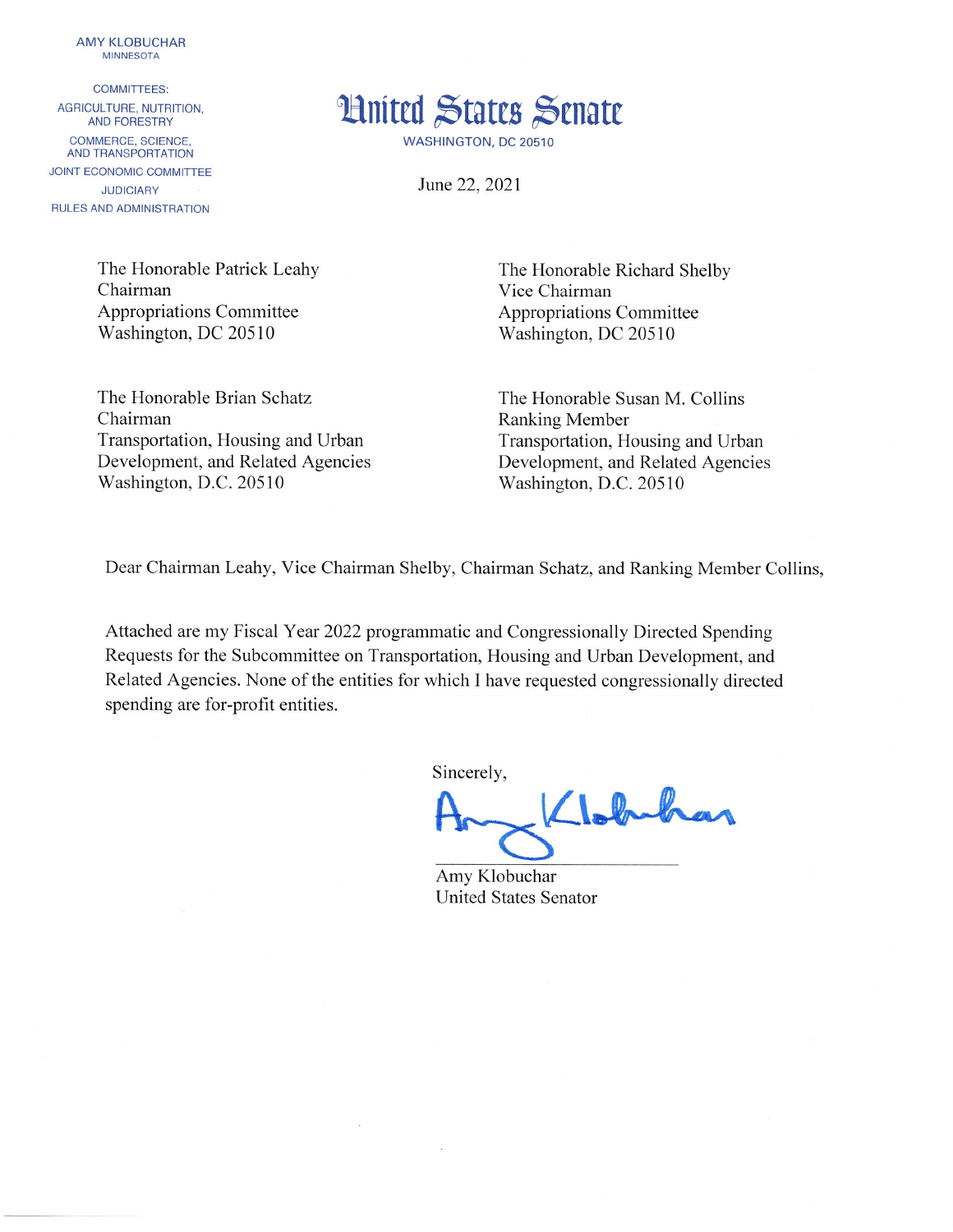AMY KLOBUCHAR
MINNESOTA

COMMITTEES:
AGRICULTURE, NUTRITION, AND FORESTRY
COMMERCE, SCIENCE, AND TRANSPORTATION
JOINT ECONOMIC COMMITTEE
JUDICIARY
RULES AND ADMINISTRATION

# United States Senate

WASHINGTON, DC 20510

June 22, 2021

The Honorable Patrick Leahy
Chairman
Appropriations Committee
Washington, DC 20510

The Honorable Richard Shelby
Vice Chairman
Appropriations Committee
Washington, DC 20510

The Honorable Brian Schatz
Chairman
Transportation, Housing and Urban Development, and Related Agencies
Washington, D.C. 20510

The Honorable Susan M. Collins
Ranking Member
Transportation, Housing and Urban Development, and Related Agencies
Washington, D.C. 20510

Dear Chairman Leahy, Vice Chairman Shelby, Chairman Schatz, and Ranking Member Collins,

Attached are my Fiscal Year 2022 programmatic and Congressionally Directed Spending Requests for the Subcommittee on Transportation, Housing and Urban Development, and Related Agencies. None of the entities for which I have requested congressionally directed spending are for-profit entities.

Sincerely,

Amy Klobuchar
United States Senator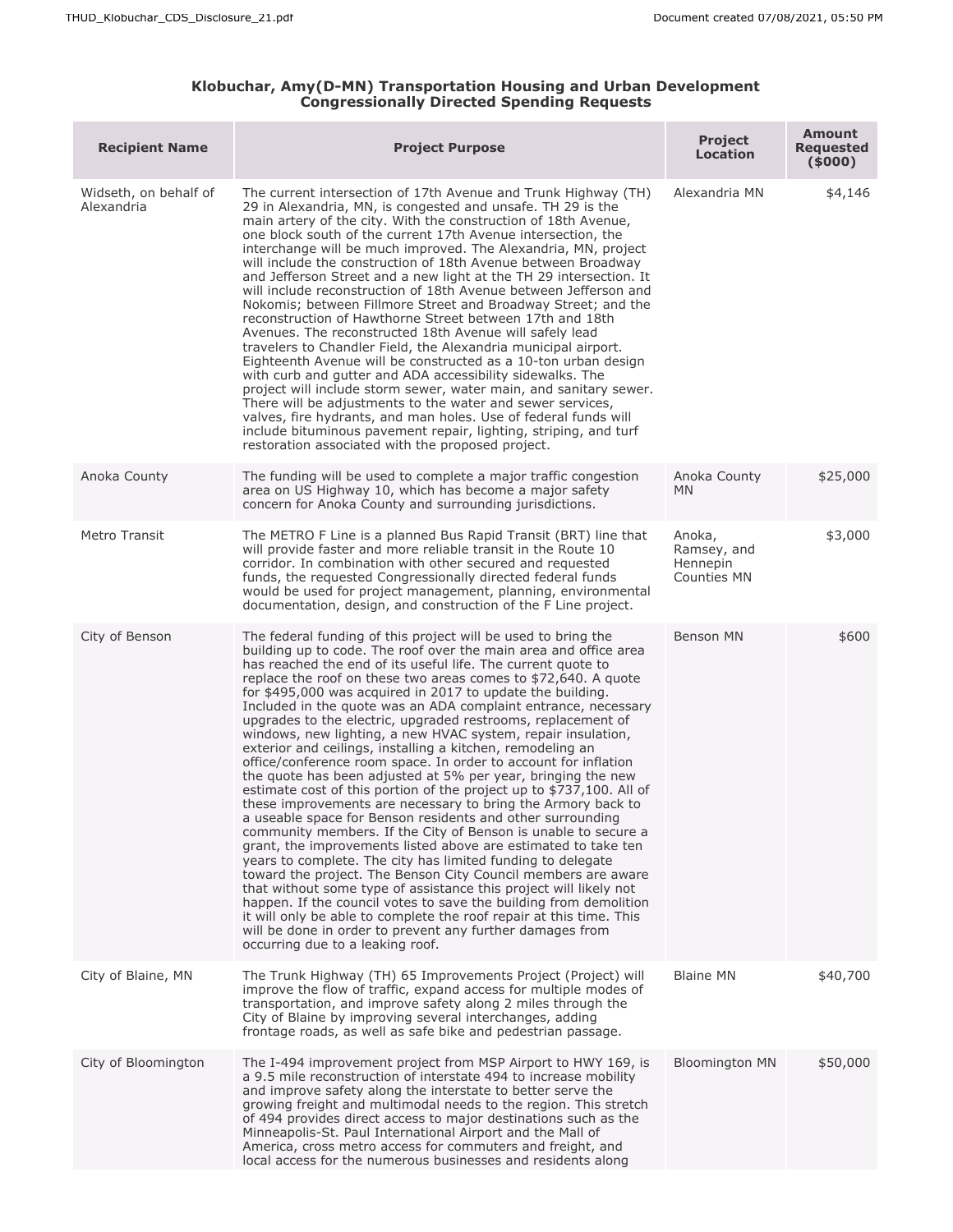**Klobuchar, Amy(D-MN) Transportation Housing and Urban Development Congressionally Directed Spending Requests**

| Recipient Name | Project Purpose | Project Location | Amount Requested ($000) |
|---|---|---|---|
| Widseth, on behalf of Alexandria | The current intersection of 17th Avenue and Trunk Highway (TH) 29 in Alexandria, MN, is congested and unsafe. TH 29 is the main artery of the city. With the construction of 18th Avenue, one block south of the current 17th Avenue intersection, the interchange will be much improved. The Alexandria, MN, project will include the construction of 18th Avenue between Broadway and Jefferson Street and a new light at the TH 29 intersection. It will include reconstruction of 18th Avenue between Jefferson and Nokomis; between Fillmore Street and Broadway Street; and the reconstruction of Hawthorne Street between 17th and 18th Avenues. The reconstructed 18th Avenue will safely lead travelers to Chandler Field, the Alexandria municipal airport. Eighteenth Avenue will be constructed as a 10-ton urban design with curb and gutter and ADA accessibility sidewalks. The project will include storm sewer, water main, and sanitary sewer. There will be adjustments to the water and sewer services, valves, fire hydrants, and man holes. Use of federal funds will include bituminous pavement repair, lighting, striping, and turf restoration associated with the proposed project. | Alexandria MN | $4,146 |
| Anoka County | The funding will be used to complete a major traffic congestion area on US Highway 10, which has become a major safety concern for Anoka County and surrounding jurisdictions. | Anoka County MN | $25,000 |
| Metro Transit | The METRO F Line is a planned Bus Rapid Transit (BRT) line that will provide faster and more reliable transit in the Route 10 corridor. In combination with other secured and requested funds, the requested Congressionally directed federal funds would be used for project management, planning, environmental documentation, design, and construction of the F Line project. | Anoka, Ramsey, and Hennepin Counties MN | $3,000 |
| City of Benson | The federal funding of this project will be used to bring the building up to code. The roof over the main area and office area has reached the end of its useful life. The current quote to replace the roof on these two areas comes to $72,640. A quote for $495,000 was acquired in 2017 to update the building. Included in the quote was an ADA complaint entrance, necessary upgrades to the electric, upgraded restrooms, replacement of windows, new lighting, a new HVAC system, repair insulation, exterior and ceilings, installing a kitchen, remodeling an office/conference room space. In order to account for inflation the quote has been adjusted at 5% per year, bringing the new estimate cost of this portion of the project up to $737,100. All of these improvements are necessary to bring the Armory back to a useable space for Benson residents and other surrounding community members. If the City of Benson is unable to secure a grant, the improvements listed above are estimated to take ten years to complete. The city has limited funding to delegate toward the project. The Benson City Council members are aware that without some type of assistance this project will likely not happen. If the council votes to save the building from demolition it will only be able to complete the roof repair at this time. This will be done in order to prevent any further damages from occurring due to a leaking roof. | Benson MN | $600 |
| City of Blaine, MN | The Trunk Highway (TH) 65 Improvements Project (Project) will improve the flow of traffic, expand access for multiple modes of transportation, and improve safety along 2 miles through the City of Blaine by improving several interchanges, adding frontage roads, as well as safe bike and pedestrian passage. | Blaine MN | $40,700 |
| City of Bloomington | The I-494 improvement project from MSP Airport to HWY 169, is a 9.5 mile reconstruction of interstate 494 to increase mobility and improve safety along the interstate to better serve the growing freight and multimodal needs to the region. This stretch of 494 provides direct access to major destinations such as the Minneapolis-St. Paul International Airport and the Mall of America, cross metro access for commuters and freight, and local access for the numerous businesses and residents along | Bloomington MN | $50,000 |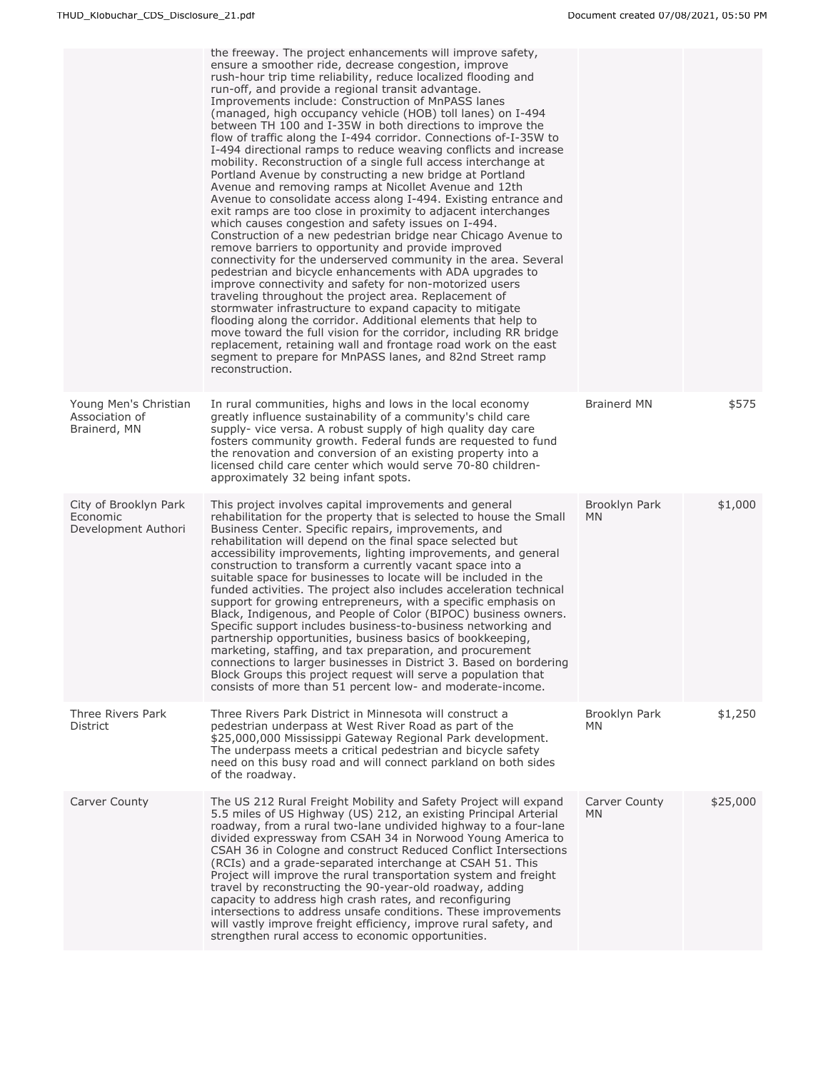| | | | |
|---|---|---|---|
| | the freeway. The project enhancements will improve safety, ensure a smoother ride, decrease congestion, improve rush-hour trip time reliability, reduce localized flooding and run-off, and provide a regional transit advantage. Improvements include: Construction of MnPASS lanes (managed, high occupancy vehicle (HOB) toll lanes) on I-494 between TH 100 and I-35W in both directions to improve the flow of traffic along the I-494 corridor. Connections of-I-35W to I-494 directional ramps to reduce weaving conflicts and increase mobility. Reconstruction of a single full access interchange at Portland Avenue by constructing a new bridge at Portland Avenue and removing ramps at Nicollet Avenue and 12th Avenue to consolidate access along I-494. Existing entrance and exit ramps are too close in proximity to adjacent interchanges which causes congestion and safety issues on I-494. Construction of a new pedestrian bridge near Chicago Avenue to remove barriers to opportunity and provide improved connectivity for the underserved community in the area. Several pedestrian and bicycle enhancements with ADA upgrades to improve connectivity and safety for non-motorized users traveling throughout the project area. Replacement of stormwater infrastructure to expand capacity to mitigate flooding along the corridor. Additional elements that help to move toward the full vision for the corridor, including RR bridge replacement, retaining wall and frontage road work on the east segment to prepare for MnPASS lanes, and 82nd Street ramp reconstruction. | | |
| Young Men's Christian Association of Brainerd, MN | In rural communities, highs and lows in the local economy greatly influence sustainability of a community's child care supply- vice versa. A robust supply of high quality day care fosters community growth. Federal funds are requested to fund the renovation and conversion of an existing property into a licensed child care center which would serve 70-80 children-approximately 32 being infant spots. | Brainerd MN | $575 |
| City of Brooklyn Park Economic Development Authori | This project involves capital improvements and general rehabilitation for the property that is selected to house the Small Business Center. Specific repairs, improvements, and rehabilitation will depend on the final space selected but accessibility improvements, lighting improvements, and general construction to transform a currently vacant space into a suitable space for businesses to locate will be included in the funded activities. The project also includes acceleration technical support for growing entrepreneurs, with a specific emphasis on Black, Indigenous, and People of Color (BIPOC) business owners. Specific support includes business-to-business networking and partnership opportunities, business basics of bookkeeping, marketing, staffing, and tax preparation, and procurement connections to larger businesses in District 3. Based on bordering Block Groups this project request will serve a population that consists of more than 51 percent low- and moderate-income. | Brooklyn Park MN | $1,000 |
| Three Rivers Park District | Three Rivers Park District in Minnesota will construct a pedestrian underpass at West River Road as part of the $25,000,000 Mississippi Gateway Regional Park development. The underpass meets a critical pedestrian and bicycle safety need on this busy road and will connect parkland on both sides of the roadway. | Brooklyn Park MN | $1,250 |
| Carver County | The US 212 Rural Freight Mobility and Safety Project will expand 5.5 miles of US Highway (US) 212, an existing Principal Arterial roadway, from a rural two-lane undivided highway to a four-lane divided expressway from CSAH 34 in Norwood Young America to CSAH 36 in Cologne and construct Reduced Conflict Intersections (RCIs) and a grade-separated interchange at CSAH 51. This Project will improve the rural transportation system and freight travel by reconstructing the 90-year-old roadway, adding capacity to address high crash rates, and reconfiguring intersections to address unsafe conditions. These improvements will vastly improve freight efficiency, improve rural safety, and strengthen rural access to economic opportunities. | Carver County MN | $25,000 |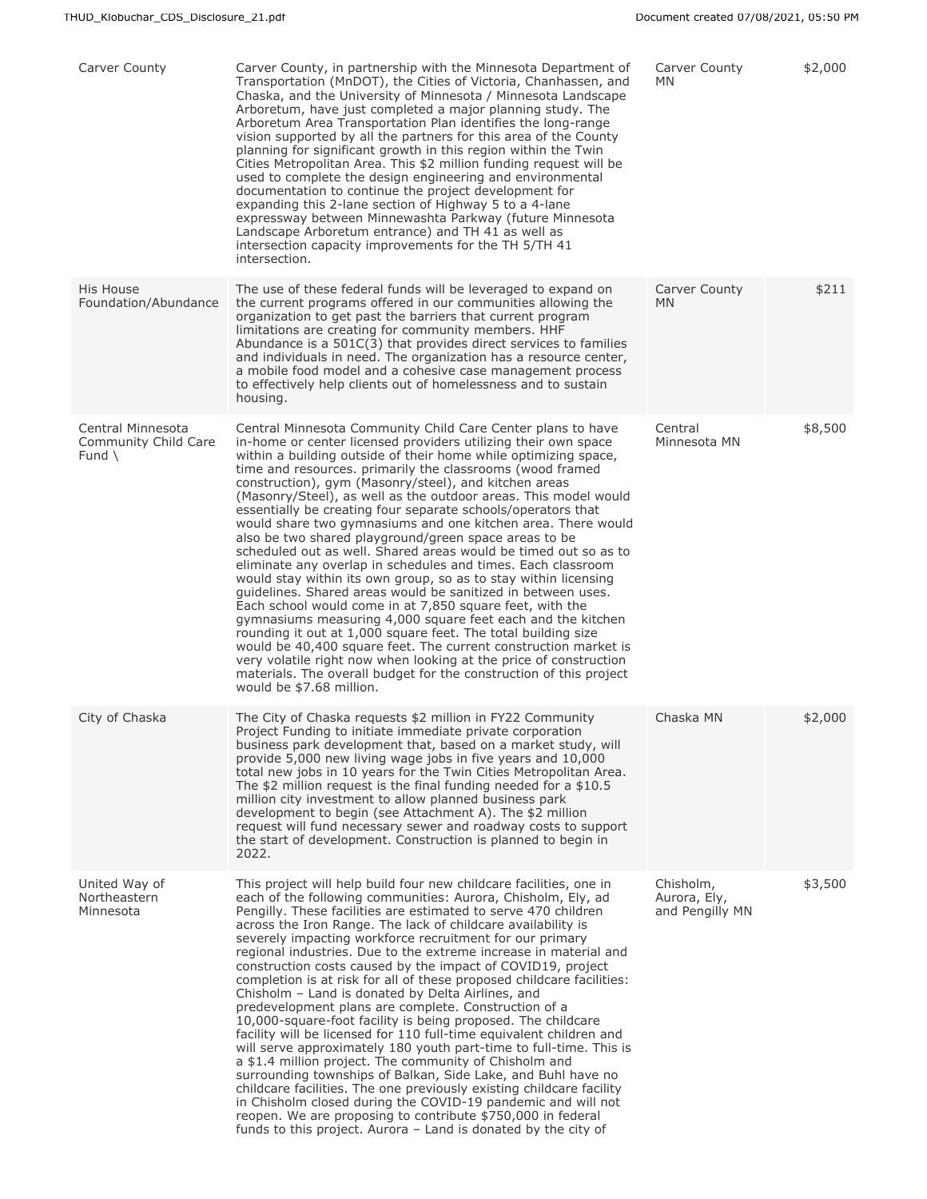| | | | |
|---|---|---|---|
| Carver County | Carver County, in partnership with the Minnesota Department of Transportation (MnDOT), the Cities of Victoria, Chanhassen, and Chaska, and the University of Minnesota / Minnesota Landscape Arboretum, have just completed a major planning study. The Arboretum Area Transportation Plan identifies the long-range vision supported by all the partners for this area of the County planning for significant growth in this region within the Twin Cities Metropolitan Area. This $2 million funding request will be used to complete the design engineering and environmental documentation to continue the project development for expanding this 2-lane section of Highway 5 to a 4-lane expressway between Minnewashta Parkway (future Minnesota Landscape Arboretum entrance) and TH 41 as well as intersection capacity improvements for the TH 5/TH 41 intersection. | Carver County MN | $2,000 |
| His House Foundation/Abundance | The use of these federal funds will be leveraged to expand on the current programs offered in our communities allowing the organization to get past the barriers that current program limitations are creating for community members. HHF Abundance is a 501C(3) that provides direct services to families and individuals in need. The organization has a resource center, a mobile food model and a cohesive case management process to effectively help clients out of homelessness and to sustain housing. | Carver County MN | $211 |
| Central Minnesota Community Child Care Fund \ | Central Minnesota Community Child Care Center plans to have in-home or center licensed providers utilizing their own space within a building outside of their home while optimizing space, time and resources. primarily the classrooms (wood framed construction), gym (Masonry/steel), and kitchen areas (Masonry/Steel), as well as the outdoor areas. This model would essentially be creating four separate schools/operators that would share two gymnasiums and one kitchen area. There would also be two shared playground/green space areas to be scheduled out as well. Shared areas would be timed out so as to eliminate any overlap in schedules and times. Each classroom would stay within its own group, so as to stay within licensing guidelines. Shared areas would be sanitized in between uses. Each school would come in at 7,850 square feet, with the gymnasiums measuring 4,000 square feet each and the kitchen rounding it out at 1,000 square feet. The total building size would be 40,400 square feet. The current construction market is very volatile right now when looking at the price of construction materials. The overall budget for the construction of this project would be $7.68 million. | Central Minnesota MN | $8,500 |
| City of Chaska | The City of Chaska requests $2 million in FY22 Community Project Funding to initiate immediate private corporation business park development that, based on a market study, will provide 5,000 new living wage jobs in five years and 10,000 total new jobs in 10 years for the Twin Cities Metropolitan Area. The $2 million request is the final funding needed for a $10.5 million city investment to allow planned business park development to begin (see Attachment A). The $2 million request will fund necessary sewer and roadway costs to support the start of development. Construction is planned to begin in 2022. | Chaska MN | $2,000 |
| United Way of Northeastern Minnesota | This project will help build four new childcare facilities, one in each of the following communities: Aurora, Chisholm, Ely, ad Pengilly. These facilities are estimated to serve 470 children across the Iron Range. The lack of childcare availability is severely impacting workforce recruitment for our primary regional industries. Due to the extreme increase in material and construction costs caused by the impact of COVID19, project completion is at risk for all of these proposed childcare facilities: Chisholm – Land is donated by Delta Airlines, and predevelopment plans are complete. Construction of a 10,000-square-foot facility is being proposed. The childcare facility will be licensed for 110 full-time equivalent children and will serve approximately 180 youth part-time to full-time. This is a $1.4 million project. The community of Chisholm and surrounding townships of Balkan, Side Lake, and Buhl have no childcare facilities. The one previously existing childcare facility in Chisholm closed during the COVID-19 pandemic and will not reopen. We are proposing to contribute $750,000 in federal funds to this project. Aurora – Land is donated by the city of | Chisholm, Aurora, Ely, and Pengilly MN | $3,500 |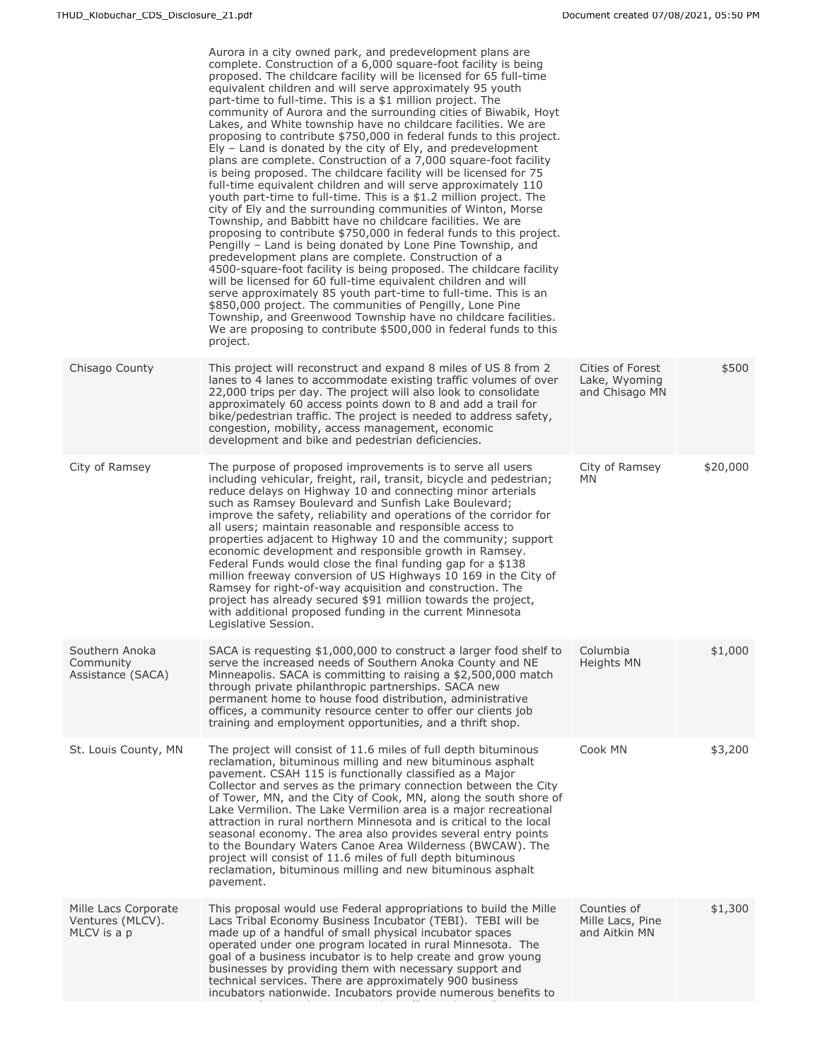| | | | |
|---|---|---|---|
| | Aurora in a city owned park, and predevelopment plans are complete. Construction of a 6,000 square-foot facility is being proposed. The childcare facility will be licensed for 65 full-time equivalent children and will serve approximately 95 youth part-time to full-time. This is a $1 million project. The community of Aurora and the surrounding cities of Biwabik, Hoyt Lakes, and White township have no childcare facilities. We are proposing to contribute $750,000 in federal funds to this project. Ely – Land is donated by the city of Ely, and predevelopment plans are complete. Construction of a 7,000 square-foot facility is being proposed. The childcare facility will be licensed for 75 full-time equivalent children and will serve approximately 110 youth part-time to full-time. This is a $1.2 million project. The city of Ely and the surrounding communities of Winton, Morse Township, and Babbitt have no childcare facilities. We are proposing to contribute $750,000 in federal funds to this project. Pengilly – Land is being donated by Lone Pine Township, and predevelopment plans are complete. Construction of a 4500-square-foot facility is being proposed. The childcare facility will be licensed for 60 full-time equivalent children and will serve approximately 85 youth part-time to full-time. This is an $850,000 project. The communities of Pengilly, Lone Pine Township, and Greenwood Township have no childcare facilities. We are proposing to contribute $500,000 in federal funds to this project. | | |
| Chisago County | This project will reconstruct and expand 8 miles of US 8 from 2 lanes to 4 lanes to accommodate existing traffic volumes of over 22,000 trips per day. The project will also look to consolidate approximately 60 access points down to 8 and add a trail for bike/pedestrian traffic. The project is needed to address safety, congestion, mobility, access management, economic development and bike and pedestrian deficiencies. | Cities of Forest Lake, Wyoming and Chisago MN | $500 |
| City of Ramsey | The purpose of proposed improvements is to serve all users including vehicular, freight, rail, transit, bicycle and pedestrian; reduce delays on Highway 10 and connecting minor arterials such as Ramsey Boulevard and Sunfish Lake Boulevard; improve the safety, reliability and operations of the corridor for all users; maintain reasonable and responsible access to properties adjacent to Highway 10 and the community; support economic development and responsible growth in Ramsey. Federal Funds would close the final funding gap for a $138 million freeway conversion of US Highways 10 169 in the City of Ramsey for right-of-way acquisition and construction. The project has already secured $91 million towards the project, with additional proposed funding in the current Minnesota Legislative Session. | City of Ramsey MN | $20,000 |
| Southern Anoka Community Assistance (SACA) | SACA is requesting $1,000,000 to construct a larger food shelf to serve the increased needs of Southern Anoka County and NE Minneapolis. SACA is committing to raising a $2,500,000 match through private philanthropic partnerships. SACA new permanent home to house food distribution, administrative offices, a community resource center to offer our clients job training and employment opportunities, and a thrift shop. | Columbia Heights MN | $1,000 |
| St. Louis County, MN | The project will consist of 11.6 miles of full depth bituminous reclamation, bituminous milling and new bituminous asphalt pavement. CSAH 115 is functionally classified as a Major Collector and serves as the primary connection between the City of Tower, MN, and the City of Cook, MN, along the south shore of Lake Vermilion. The Lake Vermilion area is a major recreational attraction in rural northern Minnesota and is critical to the local seasonal economy. The area also provides several entry points to the Boundary Waters Canoe Area Wilderness (BWCAW). The project will consist of 11.6 miles of full depth bituminous reclamation, bituminous milling and new bituminous asphalt pavement. | Cook MN | $3,200 |
| Mille Lacs Corporate Ventures (MLCV). MLCV is a p | This proposal would use Federal appropriations to build the Mille Lacs Tribal Economy Business Incubator (TEBI). TEBI will be made up of a handful of small physical incubator spaces operated under one program located in rural Minnesota. The goal of a business incubator is to help create and grow young businesses by providing them with necessary support and technical services. There are approximately 900 business incubators nationwide. Incubators provide numerous benefits to | Counties of Mille Lacs, Pine and Aitkin MN | $1,300 |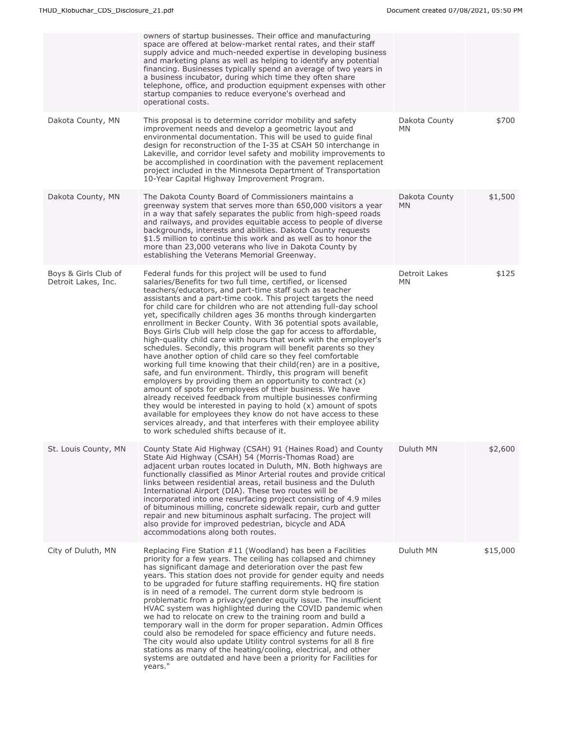| | | | |
|---|---|---|---|
| | owners of startup businesses. Their office and manufacturing space are offered at below-market rental rates, and their staff supply advice and much-needed expertise in developing business and marketing plans as well as helping to identify any potential financing. Businesses typically spend an average of two years in a business incubator, during which time they often share telephone, office, and production equipment expenses with other startup companies to reduce everyone's overhead and operational costs. | | |
| Dakota County, MN | This proposal is to determine corridor mobility and safety improvement needs and develop a geometric layout and environmental documentation. This will be used to guide final design for reconstruction of the I-35 at CSAH 50 interchange in Lakeville, and corridor level safety and mobility improvements to be accomplished in coordination with the pavement replacement project included in the Minnesota Department of Transportation 10-Year Capital Highway Improvement Program. | Dakota County MN | $700 |
| Dakota County, MN | The Dakota County Board of Commissioners maintains a greenway system that serves more than 650,000 visitors a year in a way that safely separates the public from high-speed roads and railways, and provides equitable access to people of diverse backgrounds, interests and abilities. Dakota County requests $1.5 million to continue this work and as well as to honor the more than 23,000 veterans who live in Dakota County by establishing the Veterans Memorial Greenway. | Dakota County MN | $1,500 |
| Boys & Girls Club of Detroit Lakes, Inc. | Federal funds for this project will be used to fund salaries/Benefits for two full time, certified, or licensed teachers/educators, and part-time staff such as teacher assistants and a part-time cook. This project targets the need for child care for children who are not attending full-day school yet, specifically children ages 36 months through kindergarten enrollment in Becker County. With 36 potential spots available, Boys Girls Club will help close the gap for access to affordable, high-quality child care with hours that work with the employer's schedules. Secondly, this program will benefit parents so they have another option of child care so they feel comfortable working full time knowing that their child(ren) are in a positive, safe, and fun environment. Thirdly, this program will benefit employers by providing them an opportunity to contract (x) amount of spots for employees of their business. We have already received feedback from multiple businesses confirming they would be interested in paying to hold (x) amount of spots available for employees they know do not have access to these services already, and that interferes with their employee ability to work scheduled shifts because of it. | Detroit Lakes MN | $125 |
| St. Louis County, MN | County State Aid Highway (CSAH) 91 (Haines Road) and County State Aid Highway (CSAH) 54 (Morris-Thomas Road) are adjacent urban routes located in Duluth, MN. Both highways are functionally classified as Minor Arterial routes and provide critical links between residential areas, retail business and the Duluth International Airport (DIA). These two routes will be incorporated into one resurfacing project consisting of 4.9 miles of bituminous milling, concrete sidewalk repair, curb and gutter repair and new bituminous asphalt surfacing. The project will also provide for improved pedestrian, bicycle and ADA accommodations along both routes. | Duluth MN | $2,600 |
| City of Duluth, MN | Replacing Fire Station #11 (Woodland) has been a Facilities priority for a few years. The ceiling has collapsed and chimney has significant damage and deterioration over the past few years. This station does not provide for gender equity and needs to be upgraded for future staffing requirements. HQ fire station is in need of a remodel. The current dorm style bedroom is problematic from a privacy/gender equity issue. The insufficient HVAC system was highlighted during the COVID pandemic when we had to relocate on crew to the training room and build a temporary wall in the dorm for proper separation. Admin Offices could also be remodeled for space efficiency and future needs. The city would also update Utility control systems for all 8 fire stations as many of the heating/cooling, electrical, and other systems are outdated and have been a priority for Facilities for years." | Duluth MN | $15,000 |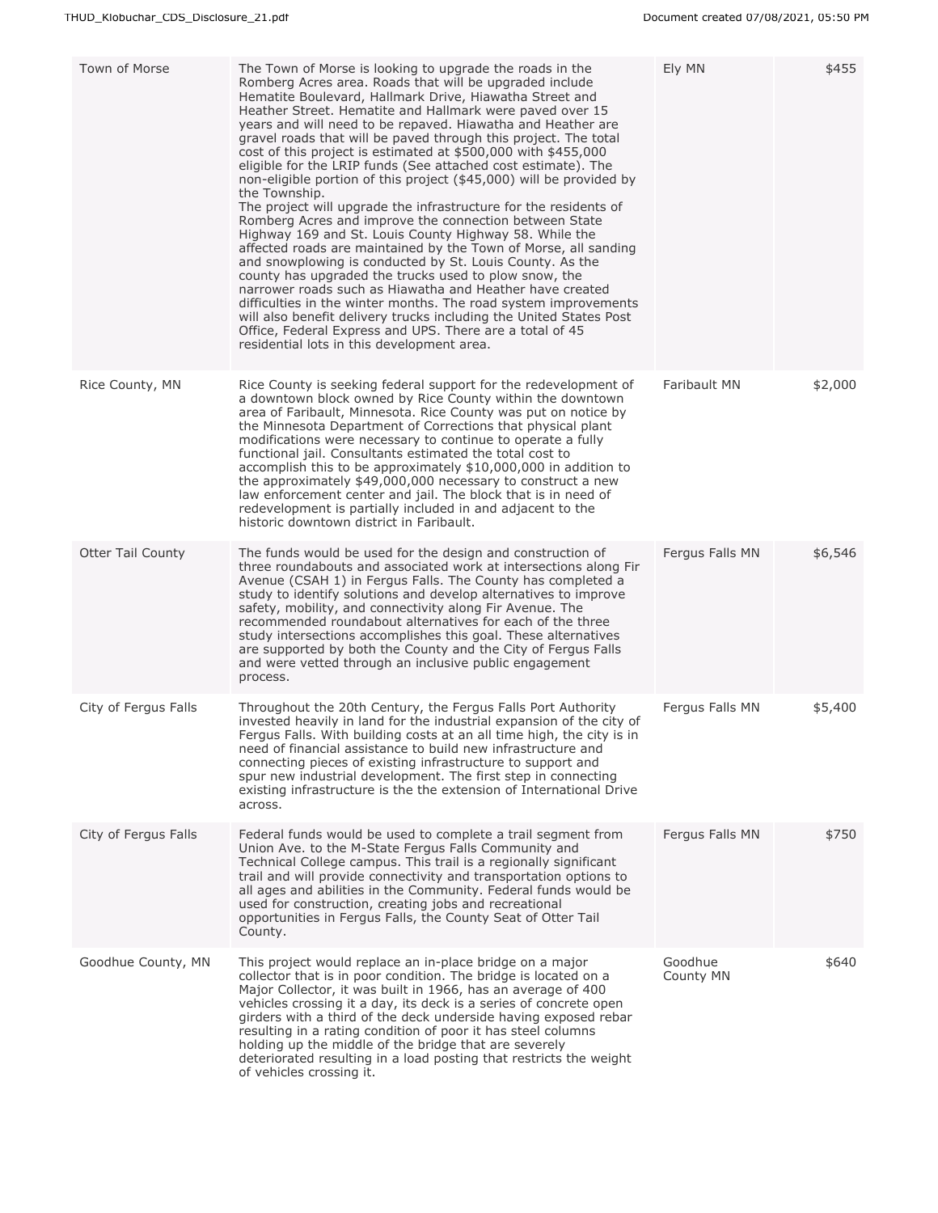| | | | |
|---|---|---|---|
| Town of Morse | The Town of Morse is looking to upgrade the roads in the Romberg Acres area. Roads that will be upgraded include Hematite Boulevard, Hallmark Drive, Hiawatha Street and Heather Street. Hematite and Hallmark were paved over 15 years and will need to be repaved. Hiawatha and Heather are gravel roads that will be paved through this project. The total cost of this project is estimated at $500,000 with $455,000 eligible for the LRIP funds (See attached cost estimate). The non-eligible portion of this project ($45,000) will be provided by the Township.<br>The project will upgrade the infrastructure for the residents of Romberg Acres and improve the connection between State Highway 169 and St. Louis County Highway 58. While the affected roads are maintained by the Town of Morse, all sanding and snowplowing is conducted by St. Louis County. As the county has upgraded the trucks used to plow snow, the narrower roads such as Hiawatha and Heather have created difficulties in the winter months. The road system improvements will also benefit delivery trucks including the United States Post Office, Federal Express and UPS. There are a total of 45 residential lots in this development area. | Ely MN | $455 |
| Rice County, MN | Rice County is seeking federal support for the redevelopment of a downtown block owned by Rice County within the downtown area of Faribault, Minnesota. Rice County was put on notice by the Minnesota Department of Corrections that physical plant modifications were necessary to continue to operate a fully functional jail. Consultants estimated the total cost to accomplish this to be approximately $10,000,000 in addition to the approximately $49,000,000 necessary to construct a new law enforcement center and jail. The block that is in need of redevelopment is partially included in and adjacent to the historic downtown district in Faribault. | Faribault MN | $2,000 |
| Otter Tail County | The funds would be used for the design and construction of three roundabouts and associated work at intersections along Fir Avenue (CSAH 1) in Fergus Falls. The County has completed a study to identify solutions and develop alternatives to improve safety, mobility, and connectivity along Fir Avenue. The recommended roundabout alternatives for each of the three study intersections accomplishes this goal. These alternatives are supported by both the County and the City of Fergus Falls and were vetted through an inclusive public engagement process. | Fergus Falls MN | $6,546 |
| City of Fergus Falls | Throughout the 20th Century, the Fergus Falls Port Authority invested heavily in land for the industrial expansion of the city of Fergus Falls. With building costs at an all time high, the city is in need of financial assistance to build new infrastructure and connecting pieces of existing infrastructure to support and spur new industrial development. The first step in connecting existing infrastructure is the the extension of International Drive across. | Fergus Falls MN | $5,400 |
| City of Fergus Falls | Federal funds would be used to complete a trail segment from Union Ave. to the M-State Fergus Falls Community and Technical College campus. This trail is a regionally significant trail and will provide connectivity and transportation options to all ages and abilities in the Community. Federal funds would be used for construction, creating jobs and recreational opportunities in Fergus Falls, the County Seat of Otter Tail County. | Fergus Falls MN | $750 |
| Goodhue County, MN | This project would replace an in-place bridge on a major collector that is in poor condition. The bridge is located on a Major Collector, it was built in 1966, has an average of 400 vehicles crossing it a day, its deck is a series of concrete open girders with a third of the deck underside having exposed rebar resulting in a rating condition of poor it has steel columns holding up the middle of the bridge that are severely deteriorated resulting in a load posting that restricts the weight of vehicles crossing it. | Goodhue County MN | $640 |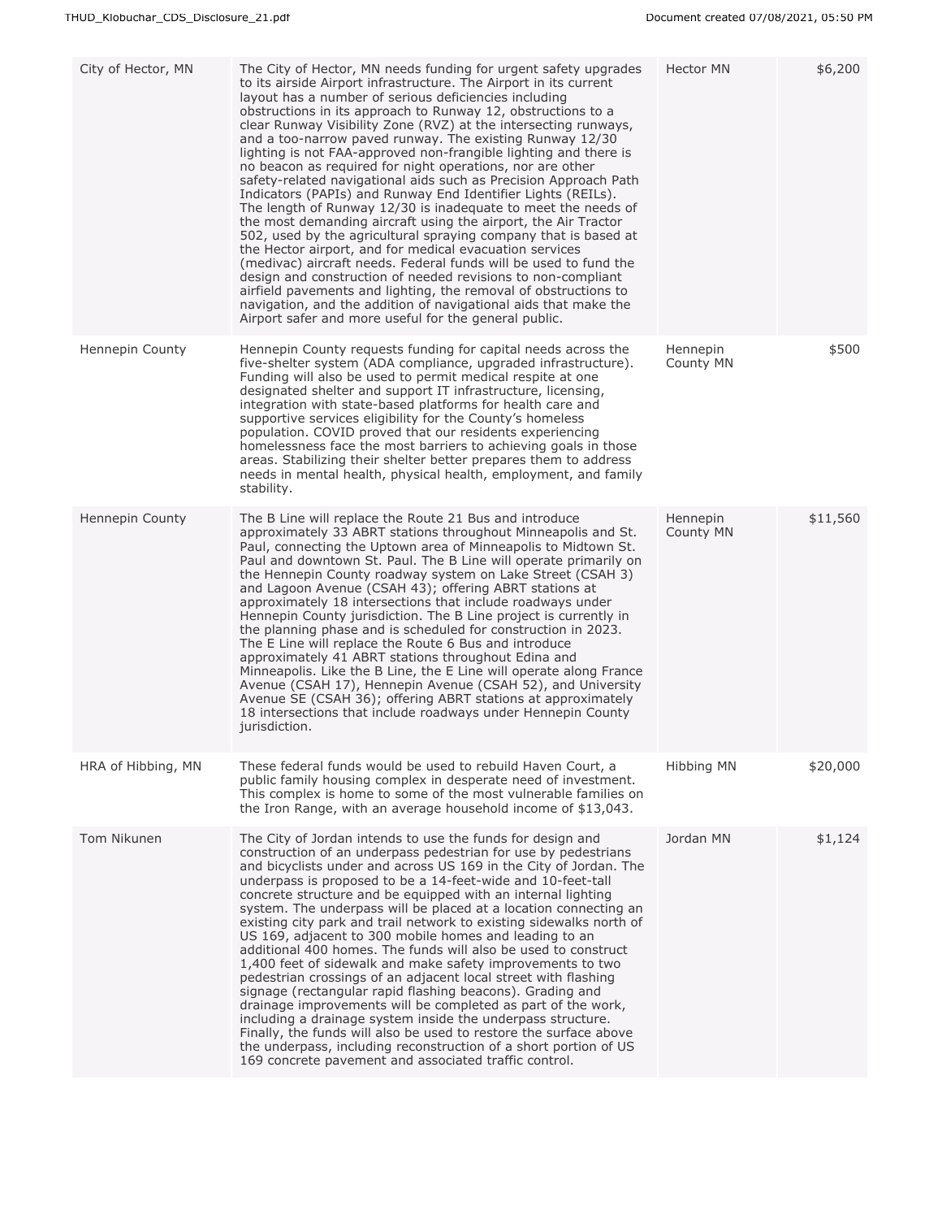| City of Hector, MN | The City of Hector, MN needs funding for urgent safety upgrades to its airside Airport infrastructure. The Airport in its current layout has a number of serious deficiencies including obstructions in its approach to Runway 12, obstructions to a clear Runway Visibility Zone (RVZ) at the intersecting runways, and a too-narrow paved runway. The existing Runway 12/30 lighting is not FAA-approved non-frangible lighting and there is no beacon as required for night operations, nor are other safety-related navigational aids such as Precision Approach Path Indicators (PAPIs) and Runway End Identifier Lights (REILs). The length of Runway 12/30 is inadequate to meet the needs of the most demanding aircraft using the airport, the Air Tractor 502, used by the agricultural spraying company that is based at the Hector airport, and for medical evacuation services (medivac) aircraft needs. Federal funds will be used to fund the design and construction of needed revisions to non-compliant airfield pavements and lighting, the removal of obstructions to navigation, and the addition of navigational aids that make the Airport safer and more useful for the general public. | Hector MN | $6,200 |
|---|---|---|---|
| Hennepin County | Hennepin County requests funding for capital needs across the five-shelter system (ADA compliance, upgraded infrastructure). Funding will also be used to permit medical respite at one designated shelter and support IT infrastructure, licensing, integration with state-based platforms for health care and supportive services eligibility for the County's homeless population. COVID proved that our residents experiencing homelessness face the most barriers to achieving goals in those areas. Stabilizing their shelter better prepares them to address needs in mental health, physical health, employment, and family stability. | Hennepin County MN | $500 |
| Hennepin County | The B Line will replace the Route 21 Bus and introduce approximately 33 ABRT stations throughout Minneapolis and St. Paul, connecting the Uptown area of Minneapolis to Midtown St. Paul and downtown St. Paul. The B Line will operate primarily on the Hennepin County roadway system on Lake Street (CSAH 3) and Lagoon Avenue (CSAH 43); offering ABRT stations at approximately 18 intersections that include roadways under Hennepin County jurisdiction. The B Line project is currently in the planning phase and is scheduled for construction in 2023. The E Line will replace the Route 6 Bus and introduce approximately 41 ABRT stations throughout Edina and Minneapolis. Like the B Line, the E Line will operate along France Avenue (CSAH 17), Hennepin Avenue (CSAH 52), and University Avenue SE (CSAH 36); offering ABRT stations at approximately 18 intersections that include roadways under Hennepin County jurisdiction. | Hennepin County MN | $11,560 |
| HRA of Hibbing, MN | These federal funds would be used to rebuild Haven Court, a public family housing complex in desperate need of investment. This complex is home to some of the most vulnerable families on the Iron Range, with an average household income of $13,043. | Hibbing MN | $20,000 |
| Tom Nikunen | The City of Jordan intends to use the funds for design and construction of an underpass pedestrian for use by pedestrians and bicyclists under and across US 169 in the City of Jordan. The underpass is proposed to be a 14-feet-wide and 10-feet-tall concrete structure and be equipped with an internal lighting system. The underpass will be placed at a location connecting an existing city park and trail network to existing sidewalks north of US 169, adjacent to 300 mobile homes and leading to an additional 400 homes. The funds will also be used to construct 1,400 feet of sidewalk and make safety improvements to two pedestrian crossings of an adjacent local street with flashing signage (rectangular rapid flashing beacons). Grading and drainage improvements will be completed as part of the work, including a drainage system inside the underpass structure. Finally, the funds will also be used to restore the surface above the underpass, including reconstruction of a short portion of US 169 concrete pavement and associated traffic control. | Jordan MN | $1,124 |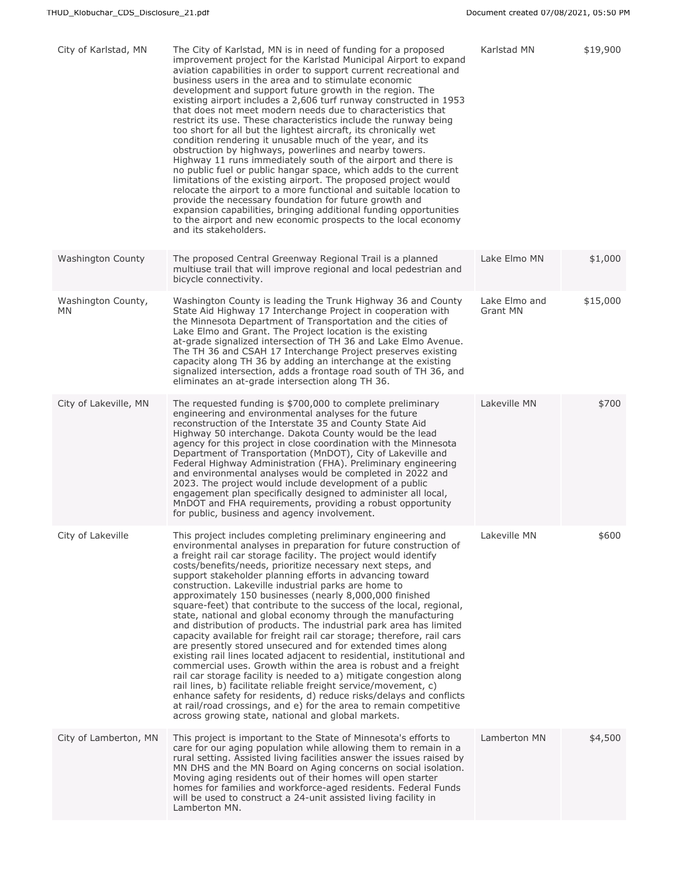| City of Karlstad, MN | The City of Karlstad, MN is in need of funding for a proposed improvement project for the Karlstad Municipal Airport to expand aviation capabilities in order to support current recreational and business users in the area and to stimulate economic development and support future growth in the region. The existing airport includes a 2,606 turf runway constructed in 1953 that does not meet modern needs due to characteristics that restrict its use. These characteristics include the runway being too short for all but the lightest aircraft, its chronically wet condition rendering it unusable much of the year, and its obstruction by highways, powerlines and nearby towers. Highway 11 runs immediately south of the airport and there is no public fuel or public hangar space, which adds to the current limitations of the existing airport. The proposed project would relocate the airport to a more functional and suitable location to provide the necessary foundation for future growth and expansion capabilities, bringing additional funding opportunities to the airport and new economic prospects to the local economy and its stakeholders. | Karlstad MN | $19,900 |
|---|---|---|---|
| Washington County | The proposed Central Greenway Regional Trail is a planned multiuse trail that will improve regional and local pedestrian and bicycle connectivity. | Lake Elmo MN | $1,000 |
| Washington County, MN | Washington County is leading the Trunk Highway 36 and County State Aid Highway 17 Interchange Project in cooperation with the Minnesota Department of Transportation and the cities of Lake Elmo and Grant. The Project location is the existing at-grade signalized intersection of TH 36 and Lake Elmo Avenue. The TH 36 and CSAH 17 Interchange Project preserves existing capacity along TH 36 by adding an interchange at the existing signalized intersection, adds a frontage road south of TH 36, and eliminates an at-grade intersection along TH 36. | Lake Elmo and Grant MN | $15,000 |
| City of Lakeville, MN | The requested funding is $700,000 to complete preliminary engineering and environmental analyses for the future reconstruction of the Interstate 35 and County State Aid Highway 50 interchange. Dakota County would be the lead agency for this project in close coordination with the Minnesota Department of Transportation (MnDOT), City of Lakeville and Federal Highway Administration (FHA). Preliminary engineering and environmental analyses would be completed in 2022 and 2023. The project would include development of a public engagement plan specifically designed to administer all local, MnDOT and FHA requirements, providing a robust opportunity for public, business and agency involvement. | Lakeville MN | $700 |
| City of Lakeville | This project includes completing preliminary engineering and environmental analyses in preparation for future construction of a freight rail car storage facility. The project would identify costs/benefits/needs, prioritize necessary next steps, and support stakeholder planning efforts in advancing toward construction. Lakeville industrial parks are home to approximately 150 businesses (nearly 8,000,000 finished square-feet) that contribute to the success of the local, regional, state, national and global economy through the manufacturing and distribution of products. The industrial park area has limited capacity available for freight rail car storage; therefore, rail cars are presently stored unsecured and for extended times along existing rail lines located adjacent to residential, institutional and commercial uses. Growth within the area is robust and a freight rail car storage facility is needed to a) mitigate congestion along rail lines, b) facilitate reliable freight service/movement, c) enhance safety for residents, d) reduce risks/delays and conflicts at rail/road crossings, and e) for the area to remain competitive across growing state, national and global markets. | Lakeville MN | $600 |
| City of Lamberton, MN | This project is important to the State of Minnesota's efforts to care for our aging population while allowing them to remain in a rural setting. Assisted living facilities answer the issues raised by MN DHS and the MN Board on Aging concerns on social isolation. Moving aging residents out of their homes will open starter homes for families and workforce-aged residents. Federal Funds will be used to construct a 24-unit assisted living facility in Lamberton MN. | Lamberton MN | $4,500 |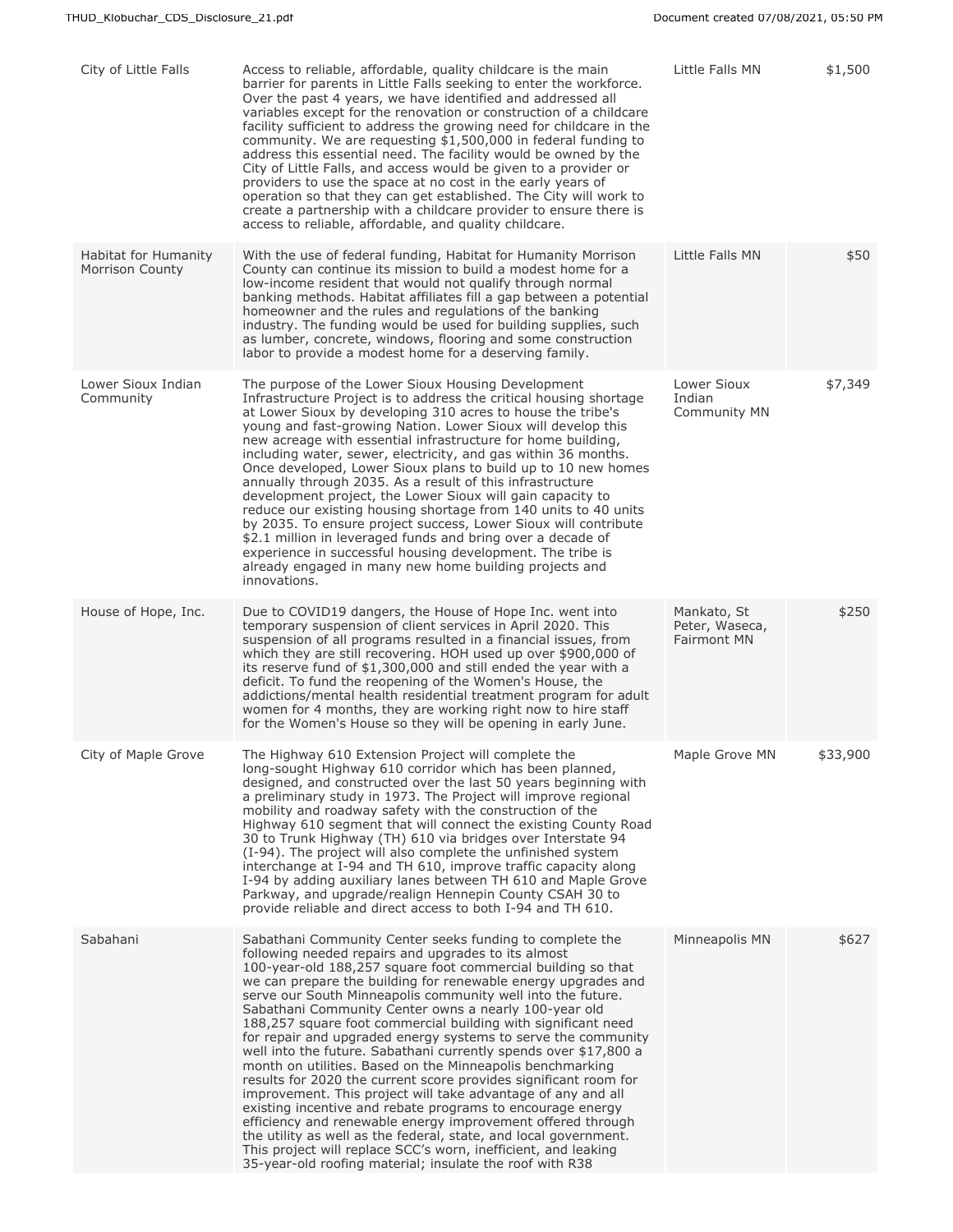| | | | |
|---|---|---|---|
| City of Little Falls | Access to reliable, affordable, quality childcare is the main barrier for parents in Little Falls seeking to enter the workforce. Over the past 4 years, we have identified and addressed all variables except for the renovation or construction of a childcare facility sufficient to address the growing need for childcare in the community. We are requesting $1,500,000 in federal funding to address this essential need. The facility would be owned by the City of Little Falls, and access would be given to a provider or providers to use the space at no cost in the early years of operation so that they can get established. The City will work to create a partnership with a childcare provider to ensure there is access to reliable, affordable, and quality childcare. | Little Falls MN | $1,500 |
| Habitat for Humanity Morrison County | With the use of federal funding, Habitat for Humanity Morrison County can continue its mission to build a modest home for a low-income resident that would not qualify through normal banking methods. Habitat affiliates fill a gap between a potential homeowner and the rules and regulations of the banking industry. The funding would be used for building supplies, such as lumber, concrete, windows, flooring and some construction labor to provide a modest home for a deserving family. | Little Falls MN | $50 |
| Lower Sioux Indian Community | The purpose of the Lower Sioux Housing Development Infrastructure Project is to address the critical housing shortage at Lower Sioux by developing 310 acres to house the tribe's young and fast-growing Nation. Lower Sioux will develop this new acreage with essential infrastructure for home building, including water, sewer, electricity, and gas within 36 months. Once developed, Lower Sioux plans to build up to 10 new homes annually through 2035. As a result of this infrastructure development project, the Lower Sioux will gain capacity to reduce our existing housing shortage from 140 units to 40 units by 2035. To ensure project success, Lower Sioux will contribute $2.1 million in leveraged funds and bring over a decade of experience in successful housing development. The tribe is already engaged in many new home building projects and innovations. | Lower Sioux Indian Community MN | $7,349 |
| House of Hope, Inc. | Due to COVID19 dangers, the House of Hope Inc. went into temporary suspension of client services in April 2020. This suspension of all programs resulted in a financial issues, from which they are still recovering. HOH used up over $900,000 of its reserve fund of $1,300,000 and still ended the year with a deficit. To fund the reopening of the Women's House, the addictions/mental health residential treatment program for adult women for 4 months, they are working right now to hire staff for the Women's House so they will be opening in early June. | Mankato, St Peter, Waseca, Fairmont MN | $250 |
| City of Maple Grove | The Highway 610 Extension Project will complete the long-sought Highway 610 corridor which has been planned, designed, and constructed over the last 50 years beginning with a preliminary study in 1973. The Project will improve regional mobility and roadway safety with the construction of the Highway 610 segment that will connect the existing County Road 30 to Trunk Highway (TH) 610 via bridges over Interstate 94 (I-94). The project will also complete the unfinished system interchange at I-94 and TH 610, improve traffic capacity along I-94 by adding auxiliary lanes between TH 610 and Maple Grove Parkway, and upgrade/realign Hennepin County CSAH 30 to provide reliable and direct access to both I-94 and TH 610. | Maple Grove MN | $33,900 |
| Sabahani | Sabathani Community Center seeks funding to complete the following needed repairs and upgrades to its almost 100-year-old 188,257 square foot commercial building so that we can prepare the building for renewable energy upgrades and serve our South Minneapolis community well into the future. Sabathani Community Center owns a nearly 100-year old 188,257 square foot commercial building with significant need for repair and upgraded energy systems to serve the community well into the future. Sabathani currently spends over $17,800 a month on utilities. Based on the Minneapolis benchmarking results for 2020 the current score provides significant room for improvement. This project will take advantage of any and all existing incentive and rebate programs to encourage energy efficiency and renewable energy improvement offered through the utility as well as the federal, state, and local government. This project will replace SCC's worn, inefficient, and leaking 35-year-old roofing material; insulate the roof with R38 | Minneapolis MN | $627 |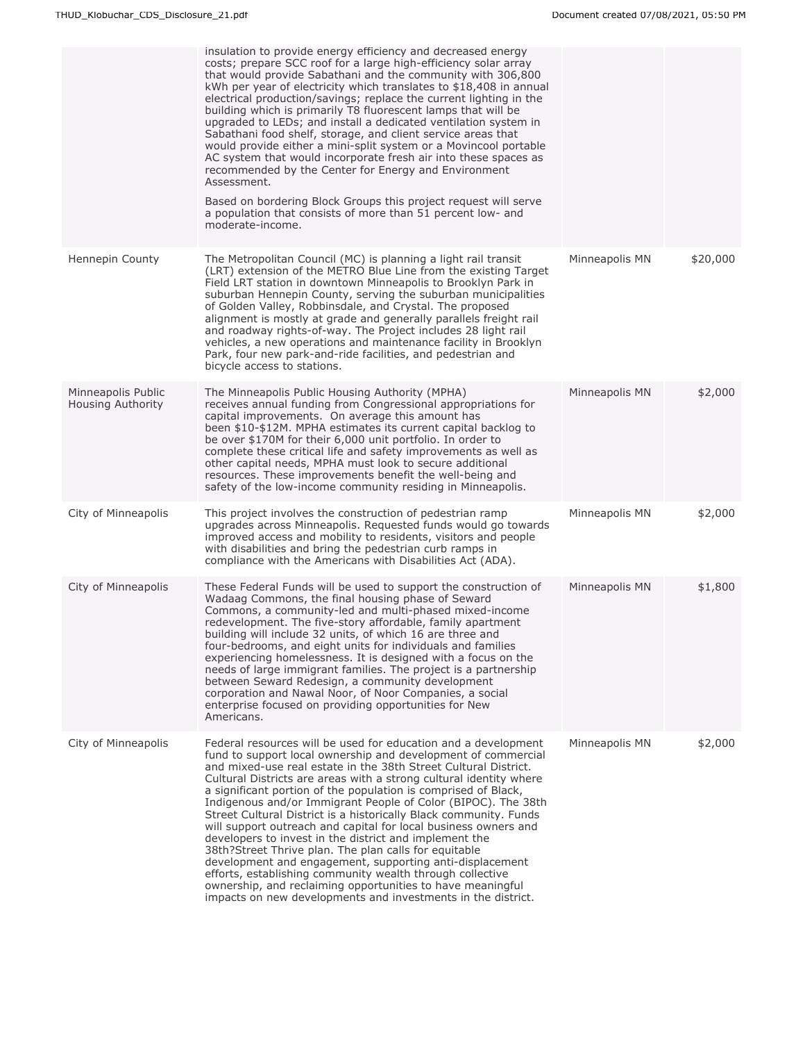| | | | |
|---|---|---|---|
| | insulation to provide energy efficiency and decreased energy costs; prepare SCC roof for a large high-efficiency solar array that would provide Sabathani and the community with 306,800 kWh per year of electricity which translates to $18,408 in annual electrical production/savings; replace the current lighting in the building which is primarily T8 fluorescent lamps that will be upgraded to LEDs; and install a dedicated ventilation system in Sabathani food shelf, storage, and client service areas that would provide either a mini-split system or a Movincool portable AC system that would incorporate fresh air into these spaces as recommended by the Center for Energy and Environment Assessment.<br><br>Based on bordering Block Groups this project request will serve a population that consists of more than 51 percent low- and moderate-income. | | |
| Hennepin County | The Metropolitan Council (MC) is planning a light rail transit (LRT) extension of the METRO Blue Line from the existing Target Field LRT station in downtown Minneapolis to Brooklyn Park in suburban Hennepin County, serving the suburban municipalities of Golden Valley, Robbinsdale, and Crystal. The proposed alignment is mostly at grade and generally parallels freight rail and roadway rights-of-way. The Project includes 28 light rail vehicles, a new operations and maintenance facility in Brooklyn Park, four new park-and-ride facilities, and pedestrian and bicycle access to stations. | Minneapolis MN | $20,000 |
| Minneapolis Public Housing Authority | The Minneapolis Public Housing Authority (MPHA) receives annual funding from Congressional appropriations for capital improvements. On average this amount has been $10-$12M. MPHA estimates its current capital backlog to be over $170M for their 6,000 unit portfolio. In order to complete these critical life and safety improvements as well as other capital needs, MPHA must look to secure additional resources. These improvements benefit the well-being and safety of the low-income community residing in Minneapolis. | Minneapolis MN | $2,000 |
| City of Minneapolis | This project involves the construction of pedestrian ramp upgrades across Minneapolis. Requested funds would go towards improved access and mobility to residents, visitors and people with disabilities and bring the pedestrian curb ramps in compliance with the Americans with Disabilities Act (ADA). | Minneapolis MN | $2,000 |
| City of Minneapolis | These Federal Funds will be used to support the construction of Wadaag Commons, the final housing phase of Seward Commons, a community-led and multi-phased mixed-income redevelopment. The five-story affordable, family apartment building will include 32 units, of which 16 are three and four-bedrooms, and eight units for individuals and families experiencing homelessness. It is designed with a focus on the needs of large immigrant families. The project is a partnership between Seward Redesign, a community development corporation and Nawal Noor, of Noor Companies, a social enterprise focused on providing opportunities for New Americans. | Minneapolis MN | $1,800 |
| City of Minneapolis | Federal resources will be used for education and a development fund to support local ownership and development of commercial and mixed-use real estate in the 38th Street Cultural District. Cultural Districts are areas with a strong cultural identity where a significant portion of the population is comprised of Black, Indigenous and/or Immigrant People of Color (BIPOC). The 38th Street Cultural District is a historically Black community. Funds will support outreach and capital for local business owners and developers to invest in the district and implement the 38th?Street Thrive plan. The plan calls for equitable development and engagement, supporting anti-displacement efforts, establishing community wealth through collective ownership, and reclaiming opportunities to have meaningful impacts on new developments and investments in the district. | Minneapolis MN | $2,000 |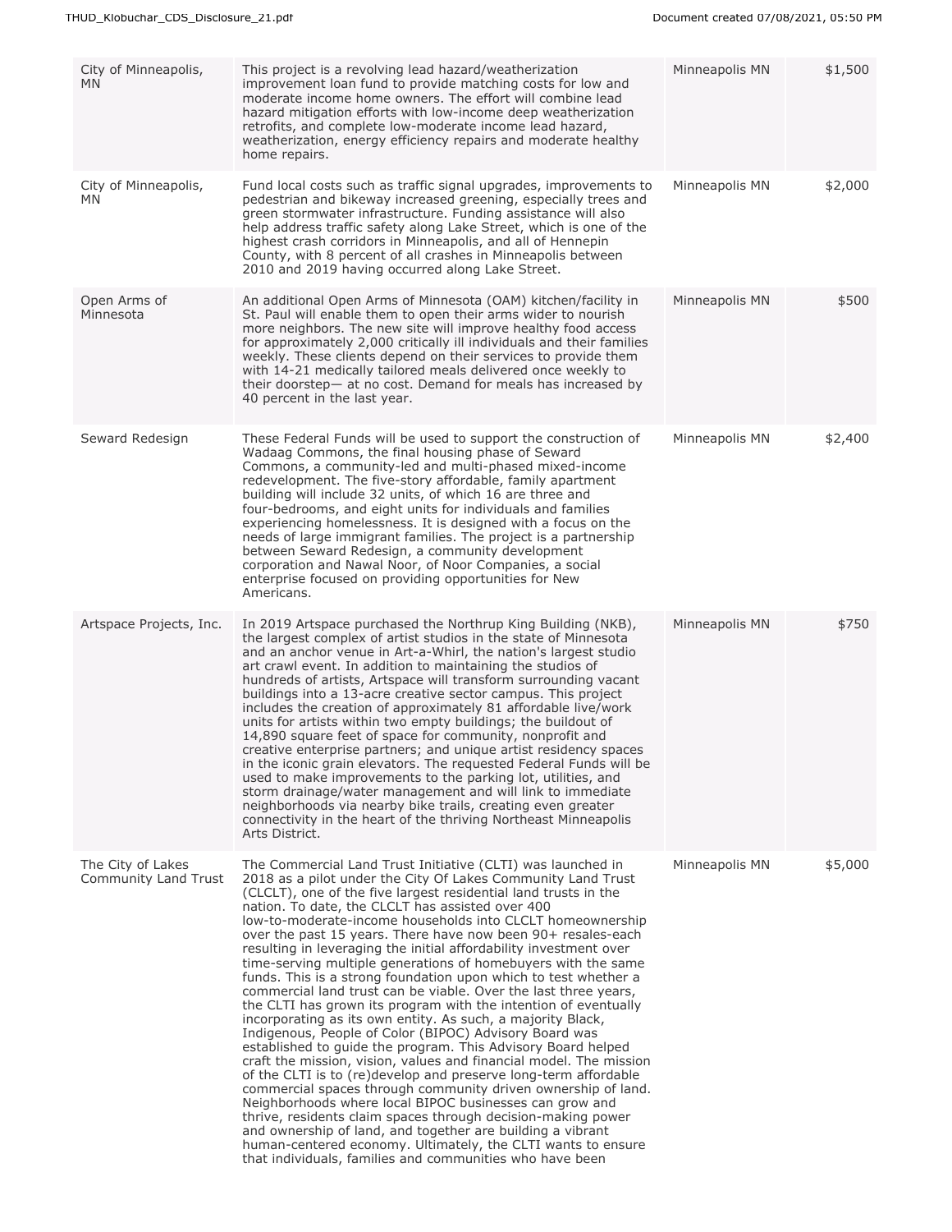| City of Minneapolis, MN | This project is a revolving lead hazard/weatherization improvement loan fund to provide matching costs for low and moderate income home owners. The effort will combine lead hazard mitigation efforts with low-income deep weatherization retrofits, and complete low-moderate income lead hazard, weatherization, energy efficiency repairs and moderate healthy home repairs. | Minneapolis MN | $1,500 |
|---|---|---|---|
| City of Minneapolis, MN | Fund local costs such as traffic signal upgrades, improvements to pedestrian and bikeway increased greening, especially trees and green stormwater infrastructure. Funding assistance will also help address traffic safety along Lake Street, which is one of the highest crash corridors in Minneapolis, and all of Hennepin County, with 8 percent of all crashes in Minneapolis between 2010 and 2019 having occurred along Lake Street. | Minneapolis MN | $2,000 |
| Open Arms of Minnesota | An additional Open Arms of Minnesota (OAM) kitchen/facility in St. Paul will enable them to open their arms wider to nourish more neighbors. The new site will improve healthy food access for approximately 2,000 critically ill individuals and their families weekly. These clients depend on their services to provide them with 14-21 medically tailored meals delivered once weekly to their doorstep— at no cost. Demand for meals has increased by 40 percent in the last year. | Minneapolis MN | $500 |
| Seward Redesign | These Federal Funds will be used to support the construction of Wadaag Commons, the final housing phase of Seward Commons, a community-led and multi-phased mixed-income redevelopment. The five-story affordable, family apartment building will include 32 units, of which 16 are three and four-bedrooms, and eight units for individuals and families experiencing homelessness. It is designed with a focus on the needs of large immigrant families. The project is a partnership between Seward Redesign, a community development corporation and Nawal Noor, of Noor Companies, a social enterprise focused on providing opportunities for New Americans. | Minneapolis MN | $2,400 |
| Artspace Projects, Inc. | In 2019 Artspace purchased the Northrup King Building (NKB), the largest complex of artist studios in the state of Minnesota and an anchor venue in Art-a-Whirl, the nation's largest studio art crawl event. In addition to maintaining the studios of hundreds of artists, Artspace will transform surrounding vacant buildings into a 13-acre creative sector campus. This project includes the creation of approximately 81 affordable live/work units for artists within two empty buildings; the buildout of 14,890 square feet of space for community, nonprofit and creative enterprise partners; and unique artist residency spaces in the iconic grain elevators. The requested Federal Funds will be used to make improvements to the parking lot, utilities, and storm drainage/water management and will link to immediate neighborhoods via nearby bike trails, creating even greater connectivity in the heart of the thriving Northeast Minneapolis Arts District. | Minneapolis MN | $750 |
| The City of Lakes Community Land Trust | The Commercial Land Trust Initiative (CLTI) was launched in 2018 as a pilot under the City Of Lakes Community Land Trust (CLCLT), one of the five largest residential land trusts in the nation. To date, the CLCLT has assisted over 400 low-to-moderate-income households into CLCLT homeownership over the past 15 years. There have now been 90+ resales-each resulting in leveraging the initial affordability investment over time-serving multiple generations of homebuyers with the same funds. This is a strong foundation upon which to test whether a commercial land trust can be viable. Over the last three years, the CLTI has grown its program with the intention of eventually incorporating as its own entity. As such, a majority Black, Indigenous, People of Color (BIPOC) Advisory Board was established to guide the program. This Advisory Board helped craft the mission, vision, values and financial model. The mission of the CLTI is to (re)develop and preserve long-term affordable commercial spaces through community driven ownership of land. Neighborhoods where local BIPOC businesses can grow and thrive, residents claim spaces through decision-making power and ownership of land, and together are building a vibrant human-centered economy. Ultimately, the CLTI wants to ensure that individuals, families and communities who have been | Minneapolis MN | $5,000 |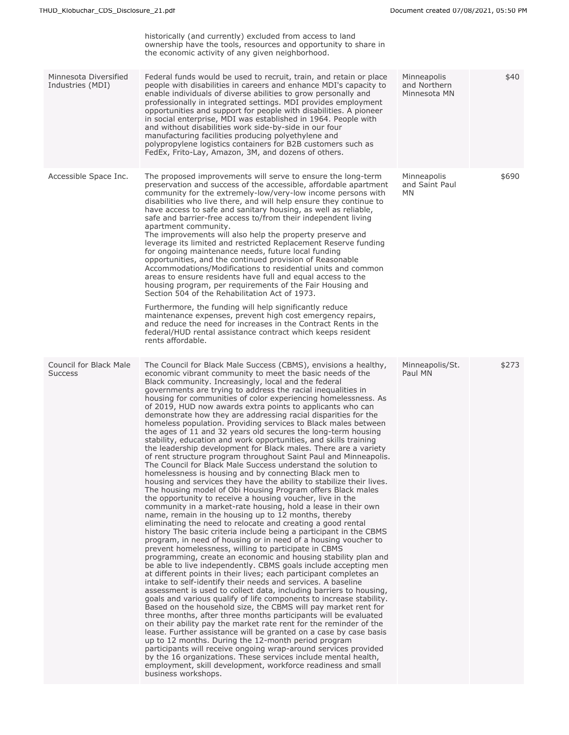| | | | |
|---|---|---|---|
| | historically (and currently) excluded from access to land ownership have the tools, resources and opportunity to share in the economic activity of any given neighborhood. | | |
| Minnesota Diversified Industries (MDI) | Federal funds would be used to recruit, train, and retain or place people with disabilities in careers and enhance MDI's capacity to enable individuals of diverse abilities to grow personally and professionally in integrated settings. MDI provides employment opportunities and support for people with disabilities. A pioneer in social enterprise, MDI was established in 1964. People with and without disabilities work side-by-side in our four manufacturing facilities producing polyethylene and polypropylene logistics containers for B2B customers such as FedEx, Frito-Lay, Amazon, 3M, and dozens of others. | Minneapolis and Northern Minnesota MN | $40 |
| Accessible Space Inc. | The proposed improvements will serve to ensure the long-term preservation and success of the accessible, affordable apartment community for the extremely-low/very-low income persons with disabilities who live there, and will help ensure they continue to have access to safe and sanitary housing, as well as reliable, safe and barrier-free access to/from their independent living apartment community.<br>The improvements will also help the property preserve and leverage its limited and restricted Replacement Reserve funding for ongoing maintenance needs, future local funding opportunities, and the continued provision of Reasonable Accommodations/Modifications to residential units and common areas to ensure residents have full and equal access to the housing program, per requirements of the Fair Housing and Section 504 of the Rehabilitation Act of 1973.<br><br>Furthermore, the funding will help significantly reduce maintenance expenses, prevent high cost emergency repairs, and reduce the need for increases in the Contract Rents in the federal/HUD rental assistance contract which keeps resident rents affordable. | Minneapolis and Saint Paul MN | $690 |
| Council for Black Male Success | The Council for Black Male Success (CBMS), envisions a healthy, economic vibrant community to meet the basic needs of the Black community. Increasingly, local and the federal governments are trying to address the racial inequalities in housing for communities of color experiencing homelessness. As of 2019, HUD now awards extra points to applicants who can demonstrate how they are addressing racial disparities for the homeless population. Providing services to Black males between the ages of 11 and 32 years old secures the long-term housing stability, education and work opportunities, and skills training the leadership development for Black males. There are a variety of rent structure program throughout Saint Paul and Minneapolis. The Council for Black Male Success understand the solution to homelessness is housing and by connecting Black men to housing and services they have the ability to stabilize their lives. The housing model of Obi Housing Program offers Black males the opportunity to receive a housing voucher, live in the community in a market-rate housing, hold a lease in their own name, remain in the housing up to 12 months, thereby eliminating the need to relocate and creating a good rental history The basic criteria include being a participant in the CBMS program, in need of housing or in need of a housing voucher to prevent homelessness, willing to participate in CBMS programming, create an economic and housing stability plan and be able to live independently. CBMS goals include accepting men at different points in their lives; each participant completes an intake to self-identify their needs and services. A baseline assessment is used to collect data, including barriers to housing, goals and various qualify of life components to increase stability. Based on the household size, the CBMS will pay market rent for three months, after three months participants will be evaluated on their ability pay the market rate rent for the reminder of the lease. Further assistance will be granted on a case by case basis up to 12 months. During the 12-month period program participants will receive ongoing wrap-around services provided by the 16 organizations. These services include mental health, employment, skill development, workforce readiness and small business workshops. | Minneapolis/St. Paul MN | $273 |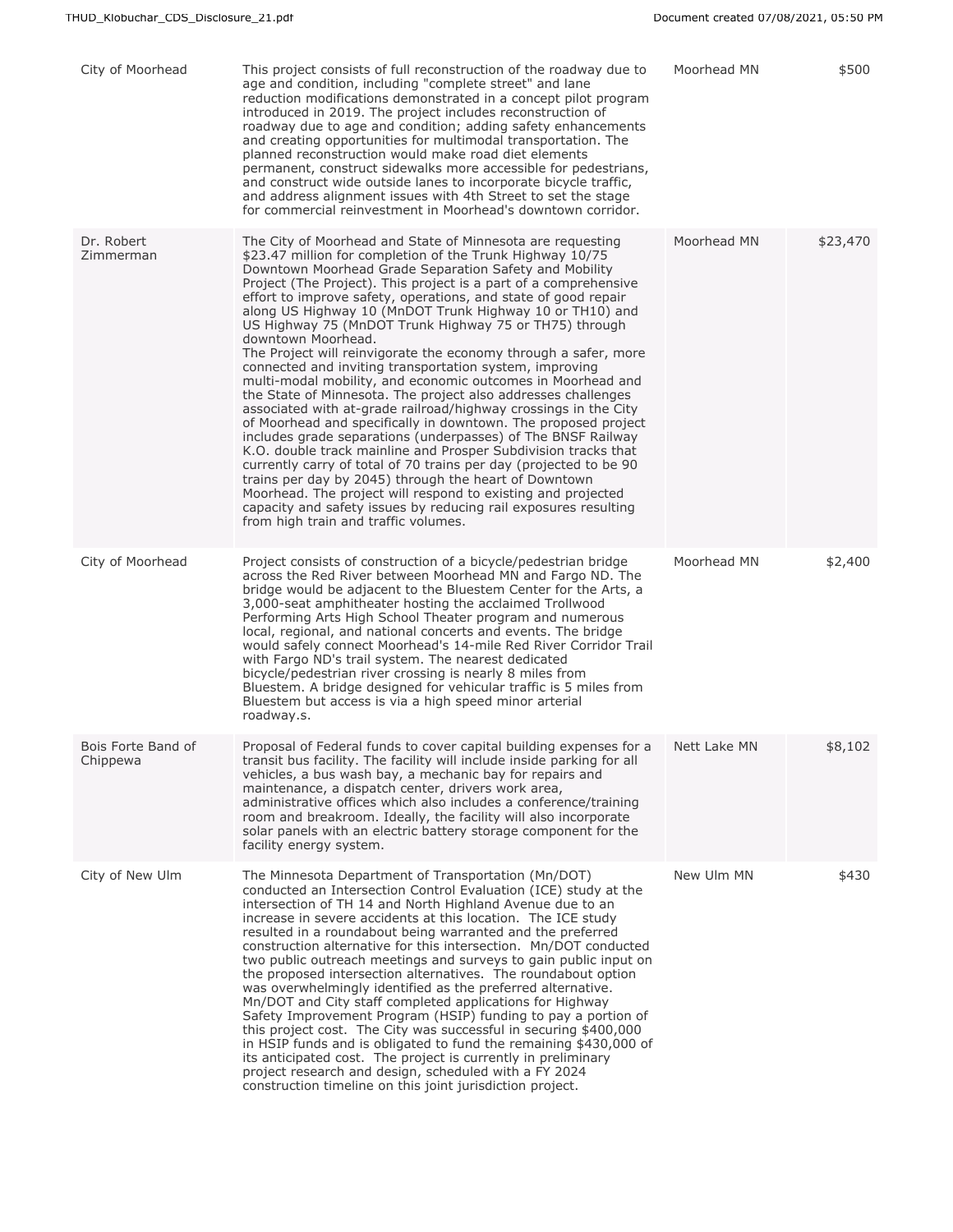| | | | |
|---|---|---|---|
| City of Moorhead | This project consists of full reconstruction of the roadway due to age and condition, including "complete street" and lane reduction modifications demonstrated in a concept pilot program introduced in 2019. The project includes reconstruction of roadway due to age and condition; adding safety enhancements and creating opportunities for multimodal transportation. The planned reconstruction would make road diet elements permanent, construct sidewalks more accessible for pedestrians, and construct wide outside lanes to incorporate bicycle traffic, and address alignment issues with 4th Street to set the stage for commercial reinvestment in Moorhead's downtown corridor. | Moorhead MN | $500 |
| Dr. Robert Zimmerman | The City of Moorhead and State of Minnesota are requesting $23.47 million for completion of the Trunk Highway 10/75 Downtown Moorhead Grade Separation Safety and Mobility Project (The Project). This project is a part of a comprehensive effort to improve safety, operations, and state of good repair along US Highway 10 (MnDOT Trunk Highway 10 or TH10) and US Highway 75 (MnDOT Trunk Highway 75 or TH75) through downtown Moorhead.<br>The Project will reinvigorate the economy through a safer, more connected and inviting transportation system, improving multi-modal mobility, and economic outcomes in Moorhead and the State of Minnesota. The project also addresses challenges associated with at-grade railroad/highway crossings in the City of Moorhead and specifically in downtown. The proposed project includes grade separations (underpasses) of The BNSF Railway K.O. double track mainline and Prosper Subdivision tracks that currently carry of total of 70 trains per day (projected to be 90 trains per day by 2045) through the heart of Downtown Moorhead. The project will respond to existing and projected capacity and safety issues by reducing rail exposures resulting from high train and traffic volumes. | Moorhead MN | $23,470 |
| City of Moorhead | Project consists of construction of a bicycle/pedestrian bridge across the Red River between Moorhead MN and Fargo ND. The bridge would be adjacent to the Bluestem Center for the Arts, a 3,000-seat amphitheater hosting the acclaimed Trollwood Performing Arts High School Theater program and numerous local, regional, and national concerts and events. The bridge would safely connect Moorhead's 14-mile Red River Corridor Trail with Fargo ND's trail system. The nearest dedicated bicycle/pedestrian river crossing is nearly 8 miles from Bluestem. A bridge designed for vehicular traffic is 5 miles from Bluestem but access is via a high speed minor arterial roadway.s. | Moorhead MN | $2,400 |
| Bois Forte Band of Chippewa | Proposal of Federal funds to cover capital building expenses for a transit bus facility. The facility will include inside parking for all vehicles, a bus wash bay, a mechanic bay for repairs and maintenance, a dispatch center, drivers work area, administrative offices which also includes a conference/training room and breakroom. Ideally, the facility will also incorporate solar panels with an electric battery storage component for the facility energy system. | Nett Lake MN | $8,102 |
| City of New Ulm | The Minnesota Department of Transportation (Mn/DOT) conducted an Intersection Control Evaluation (ICE) study at the intersection of TH 14 and North Highland Avenue due to an increase in severe accidents at this location. The ICE study resulted in a roundabout being warranted and the preferred construction alternative for this intersection. Mn/DOT conducted two public outreach meetings and surveys to gain public input on the proposed intersection alternatives. The roundabout option was overwhelmingly identified as the preferred alternative. Mn/DOT and City staff completed applications for Highway Safety Improvement Program (HSIP) funding to pay a portion of this project cost. The City was successful in securing $400,000 in HSIP funds and is obligated to fund the remaining $430,000 of its anticipated cost. The project is currently in preliminary project research and design, scheduled with a FY 2024 construction timeline on this joint jurisdiction project. | New Ulm MN | $430 |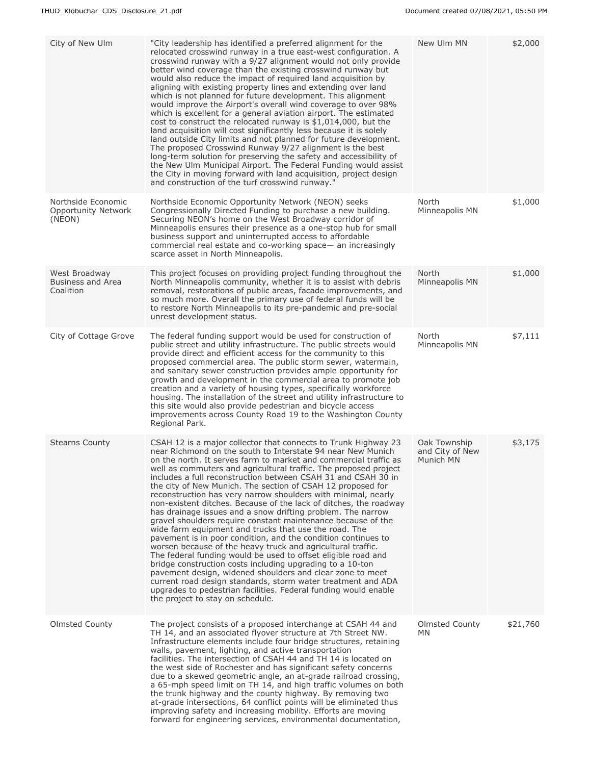| City of New Ulm | "City leadership has identified a preferred alignment for the relocated crosswind runway in a true east-west configuration. A crosswind runway with a 9/27 alignment would not only provide better wind coverage than the existing crosswind runway but would also reduce the impact of required land acquisition by aligning with existing property lines and extending over land which is not planned for future development. This alignment would improve the Airport's overall wind coverage to over 98% which is excellent for a general aviation airport. The estimated cost to construct the relocated runway is $1,014,000, but the land acquisition will cost significantly less because it is solely land outside City limits and not planned for future development. The proposed Crosswind Runway 9/27 alignment is the best long-term solution for preserving the safety and accessibility of the New Ulm Municipal Airport. The Federal Funding would assist the City in moving forward with land acquisition, project design and construction of the turf crosswind runway." | New Ulm MN | $2,000 |
|---|---|---|---|
| Northside Economic Opportunity Network (NEON) | Northside Economic Opportunity Network (NEON) seeks Congressionally Directed Funding to purchase a new building. Securing NEON's home on the West Broadway corridor of Minneapolis ensures their presence as a one-stop hub for small business support and uninterrupted access to affordable commercial real estate and co-working space— an increasingly scarce asset in North Minneapolis. | North Minneapolis MN | $1,000 |
| West Broadway Business and Area Coalition | This project focuses on providing project funding throughout the North Minneapolis community, whether it is to assist with debris removal, restorations of public areas, facade improvements, and so much more. Overall the primary use of federal funds will be to restore North Minneapolis to its pre-pandemic and pre-social unrest development status. | North Minneapolis MN | $1,000 |
| City of Cottage Grove | The federal funding support would be used for construction of public street and utility infrastructure. The public streets would provide direct and efficient access for the community to this proposed commercial area. The public storm sewer, watermain, and sanitary sewer construction provides ample opportunity for growth and development in the commercial area to promote job creation and a variety of housing types, specifically workforce housing. The installation of the street and utility infrastructure to this site would also provide pedestrian and bicycle access improvements across County Road 19 to the Washington County Regional Park. | North Minneapolis MN | $7,111 |
| Stearns County | CSAH 12 is a major collector that connects to Trunk Highway 23 near Richmond on the south to Interstate 94 near New Munich on the north. It serves farm to market and commercial traffic as well as commuters and agricultural traffic. The proposed project includes a full reconstruction between CSAH 31 and CSAH 30 in the city of New Munich. The section of CSAH 12 proposed for reconstruction has very narrow shoulders with minimal, nearly non-existent ditches. Because of the lack of ditches, the roadway has drainage issues and a snow drifting problem. The narrow gravel shoulders require constant maintenance because of the wide farm equipment and trucks that use the road. The pavement is in poor condition, and the condition continues to worsen because of the heavy truck and agricultural traffic. The federal funding would be used to offset eligible road and bridge construction costs including upgrading to a 10-ton pavement design, widened shoulders and clear zone to meet current road design standards, storm water treatment and ADA upgrades to pedestrian facilities. Federal funding would enable the project to stay on schedule. | Oak Township and City of New Munich MN | $3,175 |
| Olmsted County | The project consists of a proposed interchange at CSAH 44 and TH 14, and an associated flyover structure at 7th Street NW. Infrastructure elements include four bridge structures, retaining walls, pavement, lighting, and active transportation facilities. The intersection of CSAH 44 and TH 14 is located on the west side of Rochester and has significant safety concerns due to a skewed geometric angle, an at-grade railroad crossing, a 65-mph speed limit on TH 14, and high traffic volumes on both the trunk highway and the county highway. By removing two at-grade intersections, 64 conflict points will be eliminated thus improving safety and increasing mobility. Efforts are moving forward for engineering services, environmental documentation, | Olmsted County MN | $21,760 |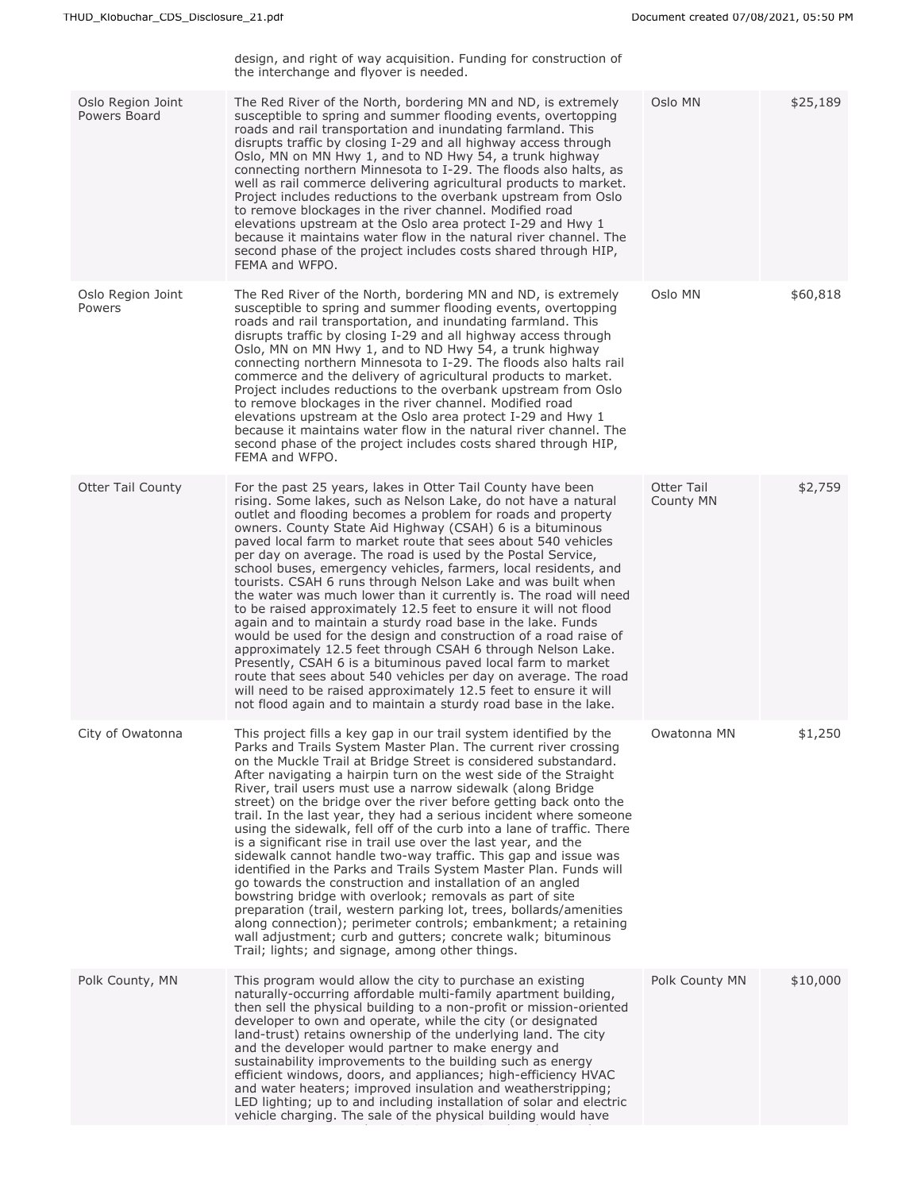| | design, and right of way acquisition. Funding for construction of the interchange and flyover is needed. | | |
|---|---|---|---|
| Oslo Region Joint Powers Board | The Red River of the North, bordering MN and ND, is extremely susceptible to spring and summer flooding events, overtopping roads and rail transportation and inundating farmland. This disrupts traffic by closing I-29 and all highway access through Oslo, MN on MN Hwy 1, and to ND Hwy 54, a trunk highway connecting northern Minnesota to I-29. The floods also halts, as well as rail commerce delivering agricultural products to market. Project includes reductions to the overbank upstream from Oslo to remove blockages in the river channel. Modified road elevations upstream at the Oslo area protect I-29 and Hwy 1 because it maintains water flow in the natural river channel. The second phase of the project includes costs shared through HIP, FEMA and WFPO. | Oslo MN | $25,189 |
| Oslo Region Joint Powers | The Red River of the North, bordering MN and ND, is extremely susceptible to spring and summer flooding events, overtopping roads and rail transportation, and inundating farmland. This disrupts traffic by closing I-29 and all highway access through Oslo, MN on MN Hwy 1, and to ND Hwy 54, a trunk highway connecting northern Minnesota to I-29. The floods also halts rail commerce and the delivery of agricultural products to market. Project includes reductions to the overbank upstream from Oslo to remove blockages in the river channel. Modified road elevations upstream at the Oslo area protect I-29 and Hwy 1 because it maintains water flow in the natural river channel. The second phase of the project includes costs shared through HIP, FEMA and WFPO. | Oslo MN | $60,818 |
| Otter Tail County | For the past 25 years, lakes in Otter Tail County have been rising. Some lakes, such as Nelson Lake, do not have a natural outlet and flooding becomes a problem for roads and property owners. County State Aid Highway (CSAH) 6 is a bituminous paved local farm to market route that sees about 540 vehicles per day on average. The road is used by the Postal Service, school buses, emergency vehicles, farmers, local residents, and tourists. CSAH 6 runs through Nelson Lake and was built when the water was much lower than it currently is. The road will need to be raised approximately 12.5 feet to ensure it will not flood again and to maintain a sturdy road base in the lake. Funds would be used for the design and construction of a road raise of approximately 12.5 feet through CSAH 6 through Nelson Lake. Presently, CSAH 6 is a bituminous paved local farm to market route that sees about 540 vehicles per day on average. The road will need to be raised approximately 12.5 feet to ensure it will not flood again and to maintain a sturdy road base in the lake. | Otter Tail County MN | $2,759 |
| City of Owatonna | This project fills a key gap in our trail system identified by the Parks and Trails System Master Plan. The current river crossing on the Muckle Trail at Bridge Street is considered substandard. After navigating a hairpin turn on the west side of the Straight River, trail users must use a narrow sidewalk (along Bridge street) on the bridge over the river before getting back onto the trail. In the last year, they had a serious incident where someone using the sidewalk, fell off of the curb into a lane of traffic. There is a significant rise in trail use over the last year, and the sidewalk cannot handle two-way traffic. This gap and issue was identified in the Parks and Trails System Master Plan. Funds will go towards the construction and installation of an angled bowstring bridge with overlook; removals as part of site preparation (trail, western parking lot, trees, bollards/amenities along connection); perimeter controls; embankment; a retaining wall adjustment; curb and gutters; concrete walk; bituminous Trail; lights; and signage, among other things. | Owatonna MN | $1,250 |
| Polk County, MN | This program would allow the city to purchase an existing naturally-occurring affordable multi-family apartment building, then sell the physical building to a non-profit or mission-oriented developer to own and operate, while the city (or designated land-trust) retains ownership of the underlying land. The city and the developer would partner to make energy and sustainability improvements to the building such as energy efficient windows, doors, and appliances; high-efficiency HVAC and water heaters; improved insulation and weatherstripping; LED lighting; up to and including installation of solar and electric vehicle charging. The sale of the physical building would have | Polk County MN | $10,000 |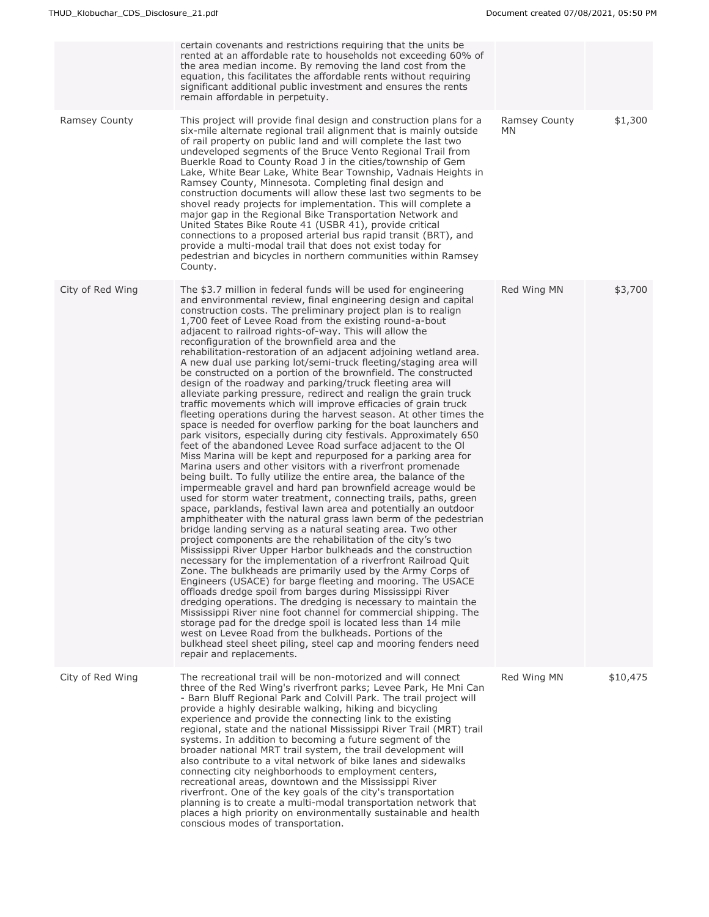| | | | |
|---|---|---|---|
| | certain covenants and restrictions requiring that the units be rented at an affordable rate to households not exceeding 60% of the area median income. By removing the land cost from the equation, this facilitates the affordable rents without requiring significant additional public investment and ensures the rents remain affordable in perpetuity. | | |
| Ramsey County | This project will provide final design and construction plans for a six-mile alternate regional trail alignment that is mainly outside of rail property on public land and will complete the last two undeveloped segments of the Bruce Vento Regional Trail from Buerkle Road to County Road J in the cities/township of Gem Lake, White Bear Lake, White Bear Township, Vadnais Heights in Ramsey County, Minnesota. Completing final design and construction documents will allow these last two segments to be shovel ready projects for implementation. This will complete a major gap in the Regional Bike Transportation Network and United States Bike Route 41 (USBR 41), provide critical connections to a proposed arterial bus rapid transit (BRT), and provide a multi-modal trail that does not exist today for pedestrian and bicycles in northern communities within Ramsey County. | Ramsey County MN | $1,300 |
| City of Red Wing | The $3.7 million in federal funds will be used for engineering and environmental review, final engineering design and capital construction costs. The preliminary project plan is to realign 1,700 feet of Levee Road from the existing round-a-bout adjacent to railroad rights-of-way. This will allow the reconfiguration of the brownfield area and the rehabilitation-restoration of an adjacent adjoining wetland area. A new dual use parking lot/semi-truck fleeting/staging area will be constructed on a portion of the brownfield. The constructed design of the roadway and parking/truck fleeting area will alleviate parking pressure, redirect and realign the grain truck traffic movements which will improve efficacies of grain truck fleeting operations during the harvest season. At other times the space is needed for overflow parking for the boat launchers and park visitors, especially during city festivals. Approximately 650 feet of the abandoned Levee Road surface adjacent to the Ol Miss Marina will be kept and repurposed for a parking area for Marina users and other visitors with a riverfront promenade being built. To fully utilize the entire area, the balance of the impermeable gravel and hard pan brownfield acreage would be used for storm water treatment, connecting trails, paths, green space, parklands, festival lawn area and potentially an outdoor amphitheater with the natural grass lawn berm of the pedestrian bridge landing serving as a natural seating area. Two other project components are the rehabilitation of the city's two Mississippi River Upper Harbor bulkheads and the construction necessary for the implementation of a riverfront Railroad Quit Zone. The bulkheads are primarily used by the Army Corps of Engineers (USACE) for barge fleeting and mooring. The USACE offloads dredge spoil from barges during Mississippi River dredging operations. The dredging is necessary to maintain the Mississippi River nine foot channel for commercial shipping. The storage pad for the dredge spoil is located less than 14 mile west on Levee Road from the bulkheads. Portions of the bulkhead steel sheet piling, steel cap and mooring fenders need repair and replacements. | Red Wing MN | $3,700 |
| City of Red Wing | The recreational trail will be non-motorized and will connect three of the Red Wing's riverfront parks; Levee Park, He Mni Can - Barn Bluff Regional Park and Colvill Park. The trail project will provide a highly desirable walking, hiking and bicycling experience and provide the connecting link to the existing regional, state and the national Mississippi River Trail (MRT) trail systems. In addition to becoming a future segment of the broader national MRT trail system, the trail development will also contribute to a vital network of bike lanes and sidewalks connecting city neighborhoods to employment centers, recreational areas, downtown and the Mississippi River riverfront. One of the key goals of the city's transportation planning is to create a multi-modal transportation network that places a high priority on environmentally sustainable and health conscious modes of transportation. | Red Wing MN | $10,475 |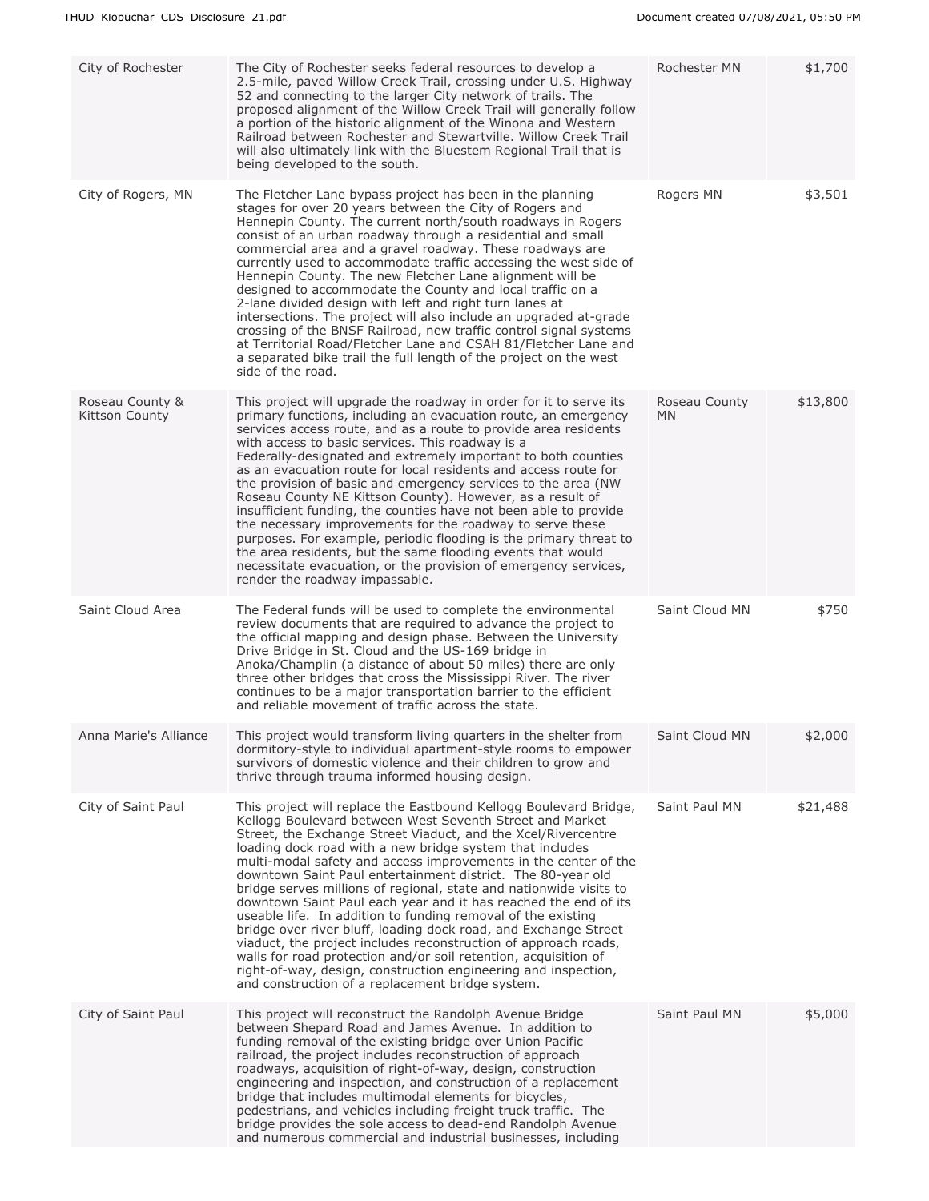| City of Rochester | The City of Rochester seeks federal resources to develop a 2.5-mile, paved Willow Creek Trail, crossing under U.S. Highway 52 and connecting to the larger City network of trails. The proposed alignment of the Willow Creek Trail will generally follow a portion of the historic alignment of the Winona and Western Railroad between Rochester and Stewartville. Willow Creek Trail will also ultimately link with the Bluestem Regional Trail that is being developed to the south. | Rochester MN | $1,700 |
|---|---|---|---|
| City of Rogers, MN | The Fletcher Lane bypass project has been in the planning stages for over 20 years between the City of Rogers and Hennepin County. The current north/south roadways in Rogers consist of an urban roadway through a residential and small commercial area and a gravel roadway. These roadways are currently used to accommodate traffic accessing the west side of Hennepin County. The new Fletcher Lane alignment will be designed to accommodate the County and local traffic on a 2-lane divided design with left and right turn lanes at intersections. The project will also include an upgraded at-grade crossing of the BNSF Railroad, new traffic control signal systems at Territorial Road/Fletcher Lane and CSAH 81/Fletcher Lane and a separated bike trail the full length of the project on the west side of the road. | Rogers MN | $3,501 |
| Roseau County & Kittson County | This project will upgrade the roadway in order for it to serve its primary functions, including an evacuation route, an emergency services access route, and as a route to provide area residents with access to basic services. This roadway is a Federally-designated and extremely important to both counties as an evacuation route for local residents and access route for the provision of basic and emergency services to the area (NW Roseau County NE Kittson County). However, as a result of insufficient funding, the counties have not been able to provide the necessary improvements for the roadway to serve these purposes. For example, periodic flooding is the primary threat to the area residents, but the same flooding events that would necessitate evacuation, or the provision of emergency services, render the roadway impassable. | Roseau County MN | $13,800 |
| Saint Cloud Area | The Federal funds will be used to complete the environmental review documents that are required to advance the project to the official mapping and design phase. Between the University Drive Bridge in St. Cloud and the US-169 bridge in Anoka/Champlin (a distance of about 50 miles) there are only three other bridges that cross the Mississippi River. The river continues to be a major transportation barrier to the efficient and reliable movement of traffic across the state. | Saint Cloud MN | $750 |
| Anna Marie's Alliance | This project would transform living quarters in the shelter from dormitory-style to individual apartment-style rooms to empower survivors of domestic violence and their children to grow and thrive through trauma informed housing design. | Saint Cloud MN | $2,000 |
| City of Saint Paul | This project will replace the Eastbound Kellogg Boulevard Bridge, Kellogg Boulevard between West Seventh Street and Market Street, the Exchange Street Viaduct, and the Xcel/Rivercentre loading dock road with a new bridge system that includes multi-modal safety and access improvements in the center of the downtown Saint Paul entertainment district. The 80-year old bridge serves millions of regional, state and nationwide visits to downtown Saint Paul each year and it has reached the end of its useable life. In addition to funding removal of the existing bridge over river bluff, loading dock road, and Exchange Street viaduct, the project includes reconstruction of approach roads, walls for road protection and/or soil retention, acquisition of right-of-way, design, construction engineering and inspection, and construction of a replacement bridge system. | Saint Paul MN | $21,488 |
| City of Saint Paul | This project will reconstruct the Randolph Avenue Bridge between Shepard Road and James Avenue. In addition to funding removal of the existing bridge over Union Pacific railroad, the project includes reconstruction of approach roadways, acquisition of right-of-way, design, construction engineering and inspection, and construction of a replacement bridge that includes multimodal elements for bicycles, pedestrians, and vehicles including freight truck traffic. The bridge provides the sole access to dead-end Randolph Avenue and numerous commercial and industrial businesses, including | Saint Paul MN | $5,000 |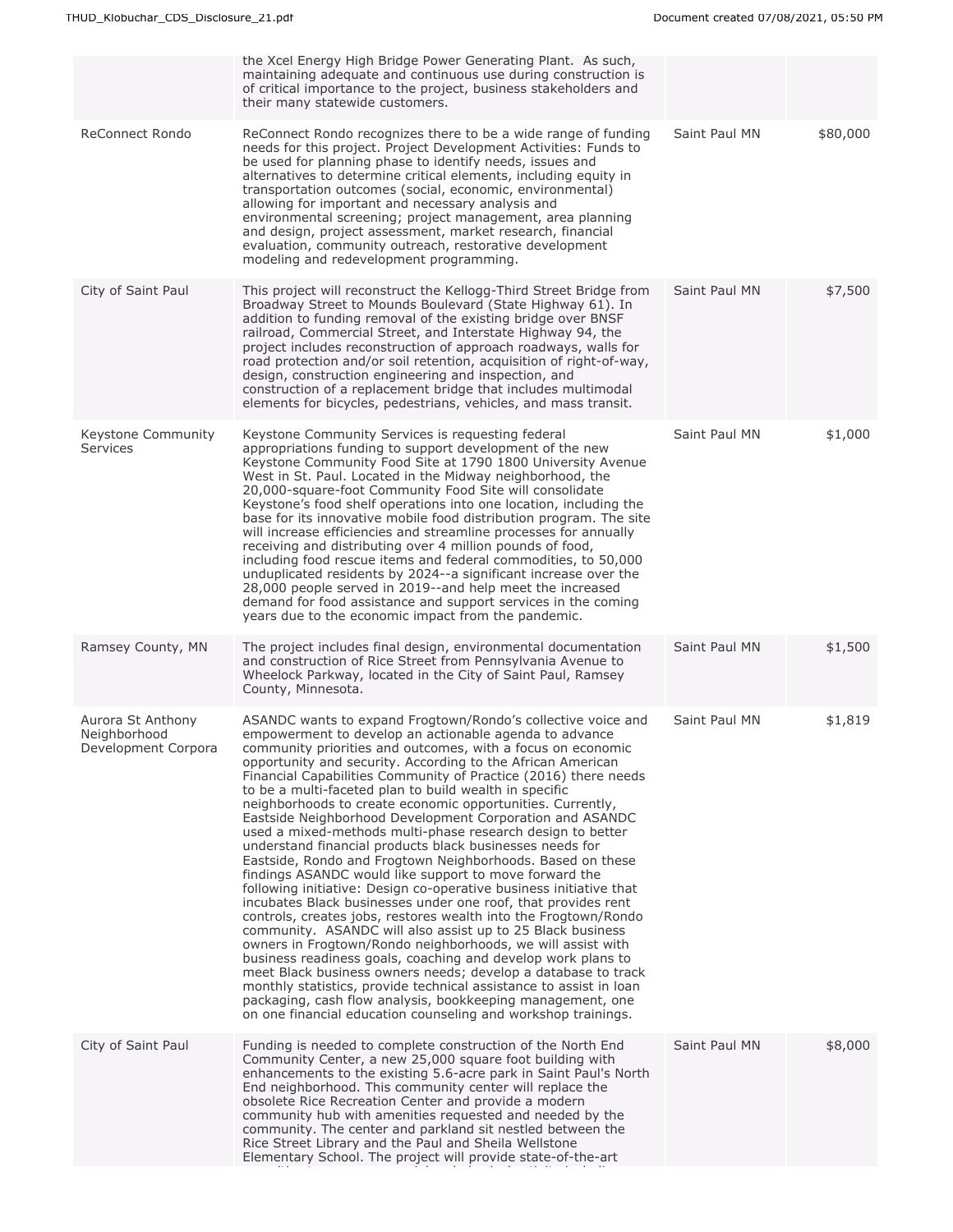| | | | |
|---|---|---|---|
| | the Xcel Energy High Bridge Power Generating Plant. As such, maintaining adequate and continuous use during construction is of critical importance to the project, business stakeholders and their many statewide customers. | | |
| ReConnect Rondo | ReConnect Rondo recognizes there to be a wide range of funding needs for this project. Project Development Activities: Funds to be used for planning phase to identify needs, issues and alternatives to determine critical elements, including equity in transportation outcomes (social, economic, environmental) allowing for important and necessary analysis and environmental screening; project management, area planning and design, project assessment, market research, financial evaluation, community outreach, restorative development modeling and redevelopment programming. | Saint Paul MN | $80,000 |
| City of Saint Paul | This project will reconstruct the Kellogg-Third Street Bridge from Broadway Street to Mounds Boulevard (State Highway 61). In addition to funding removal of the existing bridge over BNSF railroad, Commercial Street, and Interstate Highway 94, the project includes reconstruction of approach roadways, walls for road protection and/or soil retention, acquisition of right-of-way, design, construction engineering and inspection, and construction of a replacement bridge that includes multimodal elements for bicycles, pedestrians, vehicles, and mass transit. | Saint Paul MN | $7,500 |
| Keystone Community Services | Keystone Community Services is requesting federal appropriations funding to support development of the new Keystone Community Food Site at 1790 1800 University Avenue West in St. Paul. Located in the Midway neighborhood, the 20,000-square-foot Community Food Site will consolidate Keystone's food shelf operations into one location, including the base for its innovative mobile food distribution program. The site will increase efficiencies and streamline processes for annually receiving and distributing over 4 million pounds of food, including food rescue items and federal commodities, to 50,000 unduplicated residents by 2024--a significant increase over the 28,000 people served in 2019--and help meet the increased demand for food assistance and support services in the coming years due to the economic impact from the pandemic. | Saint Paul MN | $1,000 |
| Ramsey County, MN | The project includes final design, environmental documentation and construction of Rice Street from Pennsylvania Avenue to Wheelock Parkway, located in the City of Saint Paul, Ramsey County, Minnesota. | Saint Paul MN | $1,500 |
| Aurora St Anthony Neighborhood Development Corpora | ASANDC wants to expand Frogtown/Rondo's collective voice and empowerment to develop an actionable agenda to advance community priorities and outcomes, with a focus on economic opportunity and security. According to the African American Financial Capabilities Community of Practice (2016) there needs to be a multi-faceted plan to build wealth in specific neighborhoods to create economic opportunities. Currently, Eastside Neighborhood Development Corporation and ASANDC used a mixed-methods multi-phase research design to better understand financial products black businesses needs for Eastside, Rondo and Frogtown Neighborhoods. Based on these findings ASANDC would like support to move forward the following initiative: Design co-operative business initiative that incubates Black businesses under one roof, that provides rent controls, creates jobs, restores wealth into the Frogtown/Rondo community. ASANDC will also assist up to 25 Black business owners in Frogtown/Rondo neighborhoods, we will assist with business readiness goals, coaching and develop work plans to meet Black business owners needs; develop a database to track monthly statistics, provide technical assistance to assist in loan packaging, cash flow analysis, bookkeeping management, one on one financial education counseling and workshop trainings. | Saint Paul MN | $1,819 |
| City of Saint Paul | Funding is needed to complete construction of the North End Community Center, a new 25,000 square foot building with enhancements to the existing 5.6-acre park in Saint Paul's North End neighborhood. This community center will replace the obsolete Rice Recreation Center and provide a modern community hub with amenities requested and needed by the community. The center and parkland sit nestled between the Rice Street Library and the Paul and Sheila Wellstone Elementary School. The project will provide state-of-the-art | Saint Paul MN | $8,000 |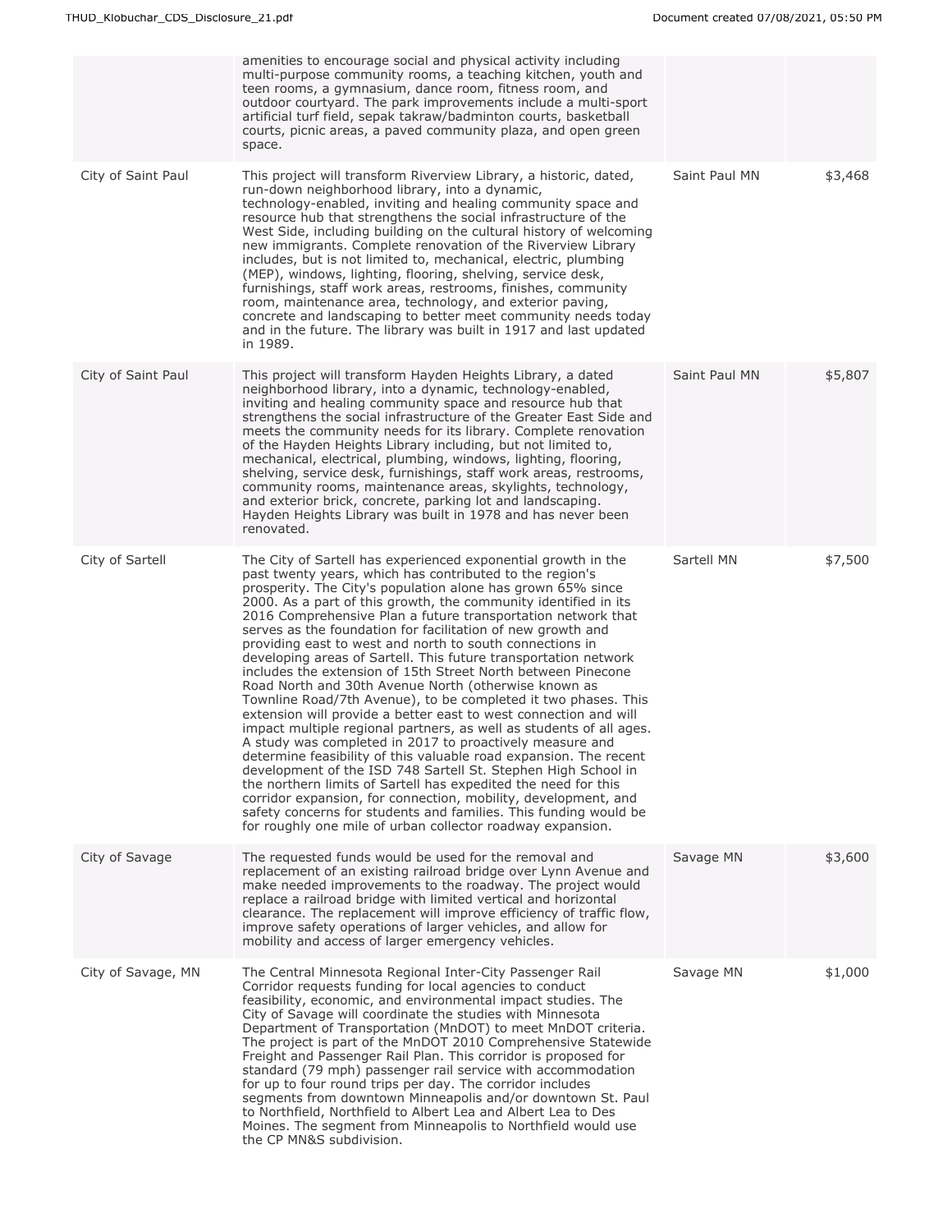| | | | |
|---|---|---|---|
| | amenities to encourage social and physical activity including multi-purpose community rooms, a teaching kitchen, youth and teen rooms, a gymnasium, dance room, fitness room, and outdoor courtyard. The park improvements include a multi-sport artificial turf field, sepak takraw/badminton courts, basketball courts, picnic areas, a paved community plaza, and open green space. | | |
| City of Saint Paul | This project will transform Riverview Library, a historic, dated, run-down neighborhood library, into a dynamic, technology-enabled, inviting and healing community space and resource hub that strengthens the social infrastructure of the West Side, including building on the cultural history of welcoming new immigrants. Complete renovation of the Riverview Library includes, but is not limited to, mechanical, electric, plumbing (MEP), windows, lighting, flooring, shelving, service desk, furnishings, staff work areas, restrooms, finishes, community room, maintenance area, technology, and exterior paving, concrete and landscaping to better meet community needs today and in the future. The library was built in 1917 and last updated in 1989. | Saint Paul MN | $3,468 |
| City of Saint Paul | This project will transform Hayden Heights Library, a dated neighborhood library, into a dynamic, technology-enabled, inviting and healing community space and resource hub that strengthens the social infrastructure of the Greater East Side and meets the community needs for its library. Complete renovation of the Hayden Heights Library including, but not limited to, mechanical, electrical, plumbing, windows, lighting, flooring, shelving, service desk, furnishings, staff work areas, restrooms, community rooms, maintenance areas, skylights, technology, and exterior brick, concrete, parking lot and landscaping. Hayden Heights Library was built in 1978 and has never been renovated. | Saint Paul MN | $5,807 |
| City of Sartell | The City of Sartell has experienced exponential growth in the past twenty years, which has contributed to the region's prosperity. The City's population alone has grown 65% since 2000. As a part of this growth, the community identified in its 2016 Comprehensive Plan a future transportation network that serves as the foundation for facilitation of new growth and providing east to west and north to south connections in developing areas of Sartell. This future transportation network includes the extension of 15th Street North between Pinecone Road North and 30th Avenue North (otherwise known as Townline Road/7th Avenue), to be completed it two phases. This extension will provide a better east to west connection and will impact multiple regional partners, as well as students of all ages. A study was completed in 2017 to proactively measure and determine feasibility of this valuable road expansion. The recent development of the ISD 748 Sartell St. Stephen High School in the northern limits of Sartell has expedited the need for this corridor expansion, for connection, mobility, development, and safety concerns for students and families. This funding would be for roughly one mile of urban collector roadway expansion. | Sartell MN | $7,500 |
| City of Savage | The requested funds would be used for the removal and replacement of an existing railroad bridge over Lynn Avenue and make needed improvements to the roadway. The project would replace a railroad bridge with limited vertical and horizontal clearance. The replacement will improve efficiency of traffic flow, improve safety operations of larger vehicles, and allow for mobility and access of larger emergency vehicles. | Savage MN | $3,600 |
| City of Savage, MN | The Central Minnesota Regional Inter-City Passenger Rail Corridor requests funding for local agencies to conduct feasibility, economic, and environmental impact studies. The City of Savage will coordinate the studies with Minnesota Department of Transportation (MnDOT) to meet MnDOT criteria. The project is part of the MnDOT 2010 Comprehensive Statewide Freight and Passenger Rail Plan. This corridor is proposed for standard (79 mph) passenger rail service with accommodation for up to four round trips per day. The corridor includes segments from downtown Minneapolis and/or downtown St. Paul to Northfield, Northfield to Albert Lea and Albert Lea to Des Moines. The segment from Minneapolis to Northfield would use the CP MN&S subdivision. | Savage MN | $1,000 |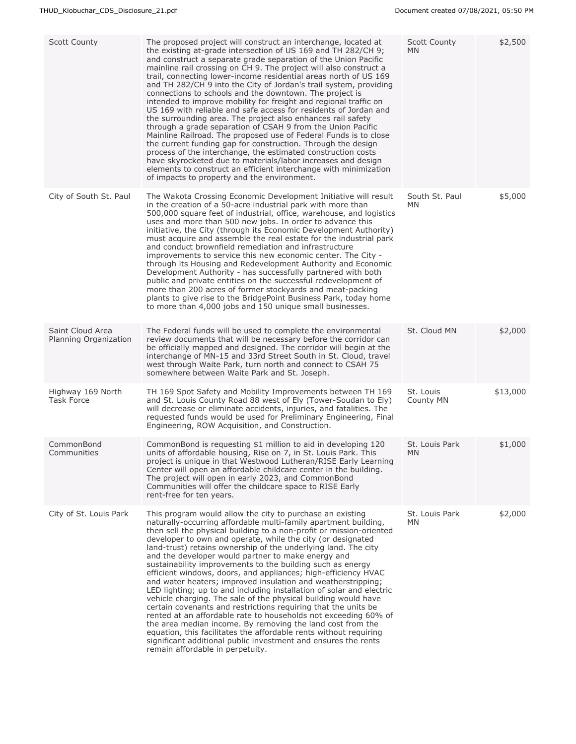| | | | |
|---|---|---|---|
| Scott County | The proposed project will construct an interchange, located at the existing at-grade intersection of US 169 and TH 282/CH 9; and construct a separate grade separation of the Union Pacific mainline rail crossing on CH 9. The project will also construct a trail, connecting lower-income residential areas north of US 169 and TH 282/CH 9 into the City of Jordan's trail system, providing connections to schools and the downtown. The project is intended to improve mobility for freight and regional traffic on US 169 with reliable and safe access for residents of Jordan and the surrounding area. The project also enhances rail safety through a grade separation of CSAH 9 from the Union Pacific Mainline Railroad. The proposed use of Federal Funds is to close the current funding gap for construction. Through the design process of the interchange, the estimated construction costs have skyrocketed due to materials/labor increases and design elements to construct an efficient interchange with minimization of impacts to property and the environment. | Scott County MN | $2,500 |
| City of South St. Paul | The Wakota Crossing Economic Development Initiative will result in the creation of a 50-acre industrial park with more than 500,000 square feet of industrial, office, warehouse, and logistics uses and more than 500 new jobs. In order to advance this initiative, the City (through its Economic Development Authority) must acquire and assemble the real estate for the industrial park and conduct brownfield remediation and infrastructure improvements to service this new economic center. The City - through its Housing and Redevelopment Authority and Economic Development Authority - has successfully partnered with both public and private entities on the successful redevelopment of more than 200 acres of former stockyards and meat-packing plants to give rise to the BridgePoint Business Park, today home to more than 4,000 jobs and 150 unique small businesses. | South St. Paul MN | $5,000 |
| Saint Cloud Area Planning Organization | The Federal funds will be used to complete the environmental review documents that will be necessary before the corridor can be officially mapped and designed. The corridor will begin at the interchange of MN-15 and 33rd Street South in St. Cloud, travel west through Waite Park, turn north and connect to CSAH 75 somewhere between Waite Park and St. Joseph. | St. Cloud MN | $2,000 |
| Highway 169 North Task Force | TH 169 Spot Safety and Mobility Improvements between TH 169 and St. Louis County Road 88 west of Ely (Tower-Soudan to Ely) will decrease or eliminate accidents, injuries, and fatalities. The requested funds would be used for Preliminary Engineering, Final Engineering, ROW Acquisition, and Construction. | St. Louis County MN | $13,000 |
| CommonBond Communities | CommonBond is requesting $1 million to aid in developing 120 units of affordable housing, Rise on 7, in St. Louis Park. This project is unique in that Westwood Lutheran/RISE Early Learning Center will open an affordable childcare center in the building. The project will open in early 2023, and CommonBond Communities will offer the childcare space to RISE Early rent-free for ten years. | St. Louis Park MN | $1,000 |
| City of St. Louis Park | This program would allow the city to purchase an existing naturally-occurring affordable multi-family apartment building, then sell the physical building to a non-profit or mission-oriented developer to own and operate, while the city (or designated land-trust) retains ownership of the underlying land. The city and the developer would partner to make energy and sustainability improvements to the building such as energy efficient windows, doors, and appliances; high-efficiency HVAC and water heaters; improved insulation and weatherstripping; LED lighting; up to and including installation of solar and electric vehicle charging. The sale of the physical building would have certain covenants and restrictions requiring that the units be rented at an affordable rate to households not exceeding 60% of the area median income. By removing the land cost from the equation, this facilitates the affordable rents without requiring significant additional public investment and ensures the rents remain affordable in perpetuity. | St. Louis Park MN | $2,000 |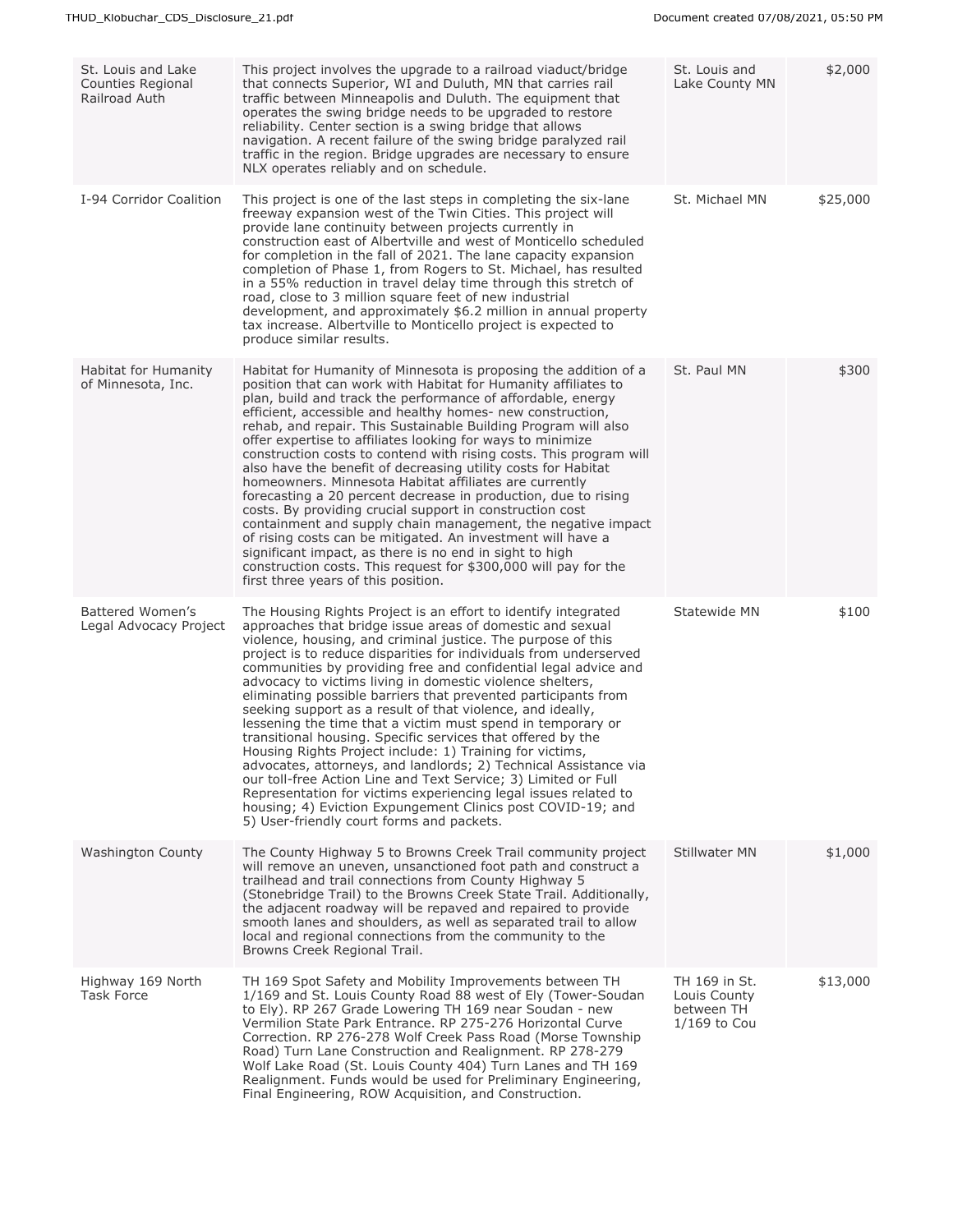| | | | |
|---|---|---|---|
| St. Louis and Lake Counties Regional Railroad Auth | This project involves the upgrade to a railroad viaduct/bridge that connects Superior, WI and Duluth, MN that carries rail traffic between Minneapolis and Duluth. The equipment that operates the swing bridge needs to be upgraded to restore reliability. Center section is a swing bridge that allows navigation. A recent failure of the swing bridge paralyzed rail traffic in the region. Bridge upgrades are necessary to ensure NLX operates reliably and on schedule. | St. Louis and Lake County MN | $2,000 |
| I-94 Corridor Coalition | This project is one of the last steps in completing the six-lane freeway expansion west of the Twin Cities. This project will provide lane continuity between projects currently in construction east of Albertville and west of Monticello scheduled for completion in the fall of 2021. The lane capacity expansion completion of Phase 1, from Rogers to St. Michael, has resulted in a 55% reduction in travel delay time through this stretch of road, close to 3 million square feet of new industrial development, and approximately $6.2 million in annual property tax increase. Albertville to Monticello project is expected to produce similar results. | St. Michael MN | $25,000 |
| Habitat for Humanity of Minnesota, Inc. | Habitat for Humanity of Minnesota is proposing the addition of a position that can work with Habitat for Humanity affiliates to plan, build and track the performance of affordable, energy efficient, accessible and healthy homes- new construction, rehab, and repair. This Sustainable Building Program will also offer expertise to affiliates looking for ways to minimize construction costs to contend with rising costs. This program will also have the benefit of decreasing utility costs for Habitat homeowners. Minnesota Habitat affiliates are currently forecasting a 20 percent decrease in production, due to rising costs. By providing crucial support in construction cost containment and supply chain management, the negative impact of rising costs can be mitigated. An investment will have a significant impact, as there is no end in sight to high construction costs. This request for $300,000 will pay for the first three years of this position. | St. Paul MN | $300 |
| Battered Women's Legal Advocacy Project | The Housing Rights Project is an effort to identify integrated approaches that bridge issue areas of domestic and sexual violence, housing, and criminal justice. The purpose of this project is to reduce disparities for individuals from underserved communities by providing free and confidential legal advice and advocacy to victims living in domestic violence shelters, eliminating possible barriers that prevented participants from seeking support as a result of that violence, and ideally, lessening the time that a victim must spend in temporary or transitional housing. Specific services that offered by the Housing Rights Project include: 1) Training for victims, advocates, attorneys, and landlords; 2) Technical Assistance via our toll-free Action Line and Text Service; 3) Limited or Full Representation for victims experiencing legal issues related to housing; 4) Eviction Expungement Clinics post COVID-19; and 5) User-friendly court forms and packets. | Statewide MN | $100 |
| Washington County | The County Highway 5 to Browns Creek Trail community project will remove an uneven, unsanctioned foot path and construct a trailhead and trail connections from County Highway 5 (Stonebridge Trail) to the Browns Creek State Trail. Additionally, the adjacent roadway will be repaved and repaired to provide smooth lanes and shoulders, as well as separated trail to allow local and regional connections from the community to the Browns Creek Regional Trail. | Stillwater MN | $1,000 |
| Highway 169 North Task Force | TH 169 Spot Safety and Mobility Improvements between TH 1/169 and St. Louis County Road 88 west of Ely (Tower-Soudan to Ely). RP 267 Grade Lowering TH 169 near Soudan - new Vermilion State Park Entrance. RP 275-276 Horizontal Curve Correction. RP 276-278 Wolf Creek Pass Road (Morse Township Road) Turn Lane Construction and Realignment. RP 278-279 Wolf Lake Road (St. Louis County 404) Turn Lanes and TH 169 Realignment. Funds would be used for Preliminary Engineering, Final Engineering, ROW Acquisition, and Construction. | TH 169 in St. Louis County between TH 1/169 to Cou | $13,000 |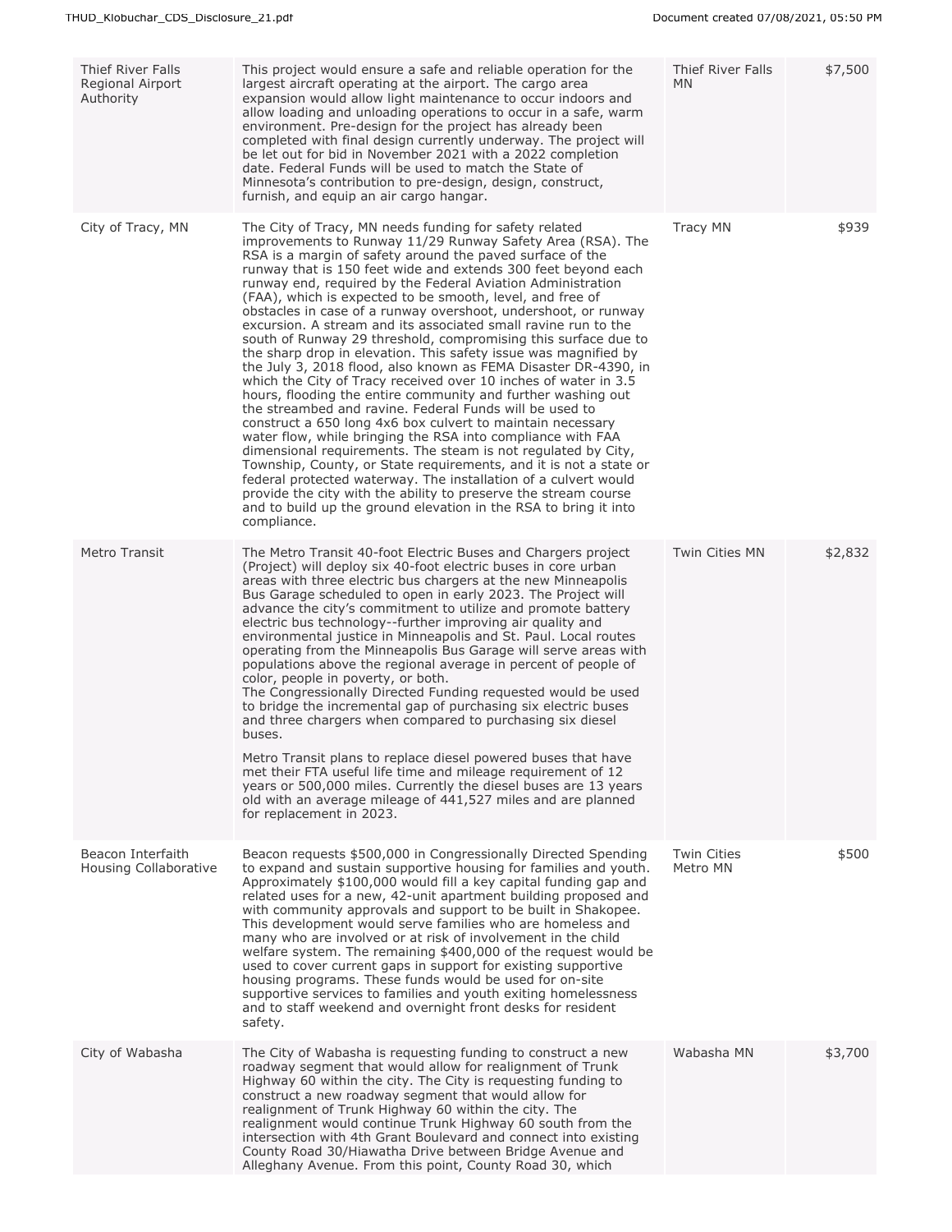| Thief River Falls Regional Airport Authority | This project would ensure a safe and reliable operation for the largest aircraft operating at the airport. The cargo area expansion would allow light maintenance to occur indoors and allow loading and unloading operations to occur in a safe, warm environment. Pre-design for the project has already been completed with final design currently underway. The project will be let out for bid in November 2021 with a 2022 completion date. Federal Funds will be used to match the State of Minnesota's contribution to pre-design, design, construct, furnish, and equip an air cargo hangar. | Thief River Falls MN | $7,500 |
|---|---|---|---|
| City of Tracy, MN | The City of Tracy, MN needs funding for safety related improvements to Runway 11/29 Runway Safety Area (RSA). The RSA is a margin of safety around the paved surface of the runway that is 150 feet wide and extends 300 feet beyond each runway end, required by the Federal Aviation Administration (FAA), which is expected to be smooth, level, and free of obstacles in case of a runway overshoot, undershoot, or runway excursion. A stream and its associated small ravine run to the south of Runway 29 threshold, compromising this surface due to the sharp drop in elevation. This safety issue was magnified by the July 3, 2018 flood, also known as FEMA Disaster DR-4390, in which the City of Tracy received over 10 inches of water in 3.5 hours, flooding the entire community and further washing out the streambed and ravine. Federal Funds will be used to construct a 650 long 4x6 box culvert to maintain necessary water flow, while bringing the RSA into compliance with FAA dimensional requirements. The steam is not regulated by City, Township, County, or State requirements, and it is not a state or federal protected waterway. The installation of a culvert would provide the city with the ability to preserve the stream course and to build up the ground elevation in the RSA to bring it into compliance. | Tracy MN | $939 |
| Metro Transit | The Metro Transit 40-foot Electric Buses and Chargers project (Project) will deploy six 40-foot electric buses in core urban areas with three electric bus chargers at the new Minneapolis Bus Garage scheduled to open in early 2023. The Project will advance the city's commitment to utilize and promote battery electric bus technology--further improving air quality and environmental justice in Minneapolis and St. Paul. Local routes operating from the Minneapolis Bus Garage will serve areas with populations above the regional average in percent of people of color, people in poverty, or both.<br>The Congressionally Directed Funding requested would be used to bridge the incremental gap of purchasing six electric buses and three chargers when compared to purchasing six diesel buses.<br><br>Metro Transit plans to replace diesel powered buses that have met their FTA useful life time and mileage requirement of 12 years or 500,000 miles. Currently the diesel buses are 13 years old with an average mileage of 441,527 miles and are planned for replacement in 2023. | Twin Cities MN | $2,832 |
| Beacon Interfaith Housing Collaborative | Beacon requests $500,000 in Congressionally Directed Spending to expand and sustain supportive housing for families and youth. Approximately $100,000 would fill a key capital funding gap and related uses for a new, 42-unit apartment building proposed and with community approvals and support to be built in Shakopee. This development would serve families who are homeless and many who are involved or at risk of involvement in the child welfare system. The remaining $400,000 of the request would be used to cover current gaps in support for existing supportive housing programs. These funds would be used for on-site supportive services to families and youth exiting homelessness and to staff weekend and overnight front desks for resident safety. | Twin Cities Metro MN | $500 |
| City of Wabasha | The City of Wabasha is requesting funding to construct a new roadway segment that would allow for realignment of Trunk Highway 60 within the city. The City is requesting funding to construct a new roadway segment that would allow for realignment of Trunk Highway 60 within the city. The realignment would continue Trunk Highway 60 south from the intersection with 4th Grant Boulevard and connect into existing County Road 30/Hiawatha Drive between Bridge Avenue and Alleghany Avenue. From this point, County Road 30, which | Wabasha MN | $3,700 |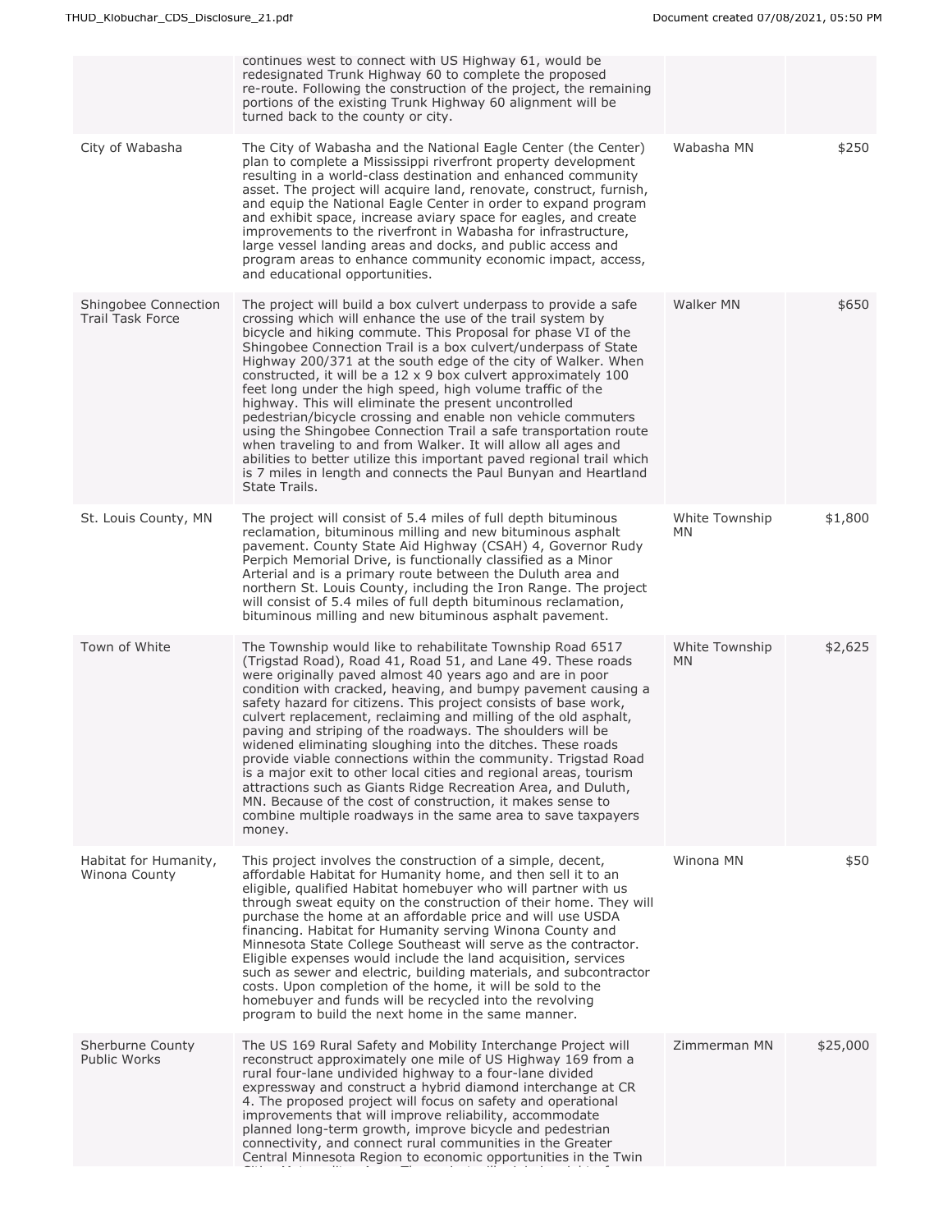| | | | |
|---|---|---|---|
| | continues west to connect with US Highway 61, would be redesignated Trunk Highway 60 to complete the proposed re-route. Following the construction of the project, the remaining portions of the existing Trunk Highway 60 alignment will be turned back to the county or city. | | |
| City of Wabasha | The City of Wabasha and the National Eagle Center (the Center) plan to complete a Mississippi riverfront property development resulting in a world-class destination and enhanced community asset. The project will acquire land, renovate, construct, furnish, and equip the National Eagle Center in order to expand program and exhibit space, increase aviary space for eagles, and create improvements to the riverfront in Wabasha for infrastructure, large vessel landing areas and docks, and public access and program areas to enhance community economic impact, access, and educational opportunities. | Wabasha MN | $250 |
| Shingobee Connection Trail Task Force | The project will build a box culvert underpass to provide a safe crossing which will enhance the use of the trail system by bicycle and hiking commute. This Proposal for phase VI of the Shingobee Connection Trail is a box culvert/underpass of State Highway 200/371 at the south edge of the city of Walker. When constructed, it will be a 12 x 9 box culvert approximately 100 feet long under the high speed, high volume traffic of the highway. This will eliminate the present uncontrolled pedestrian/bicycle crossing and enable non vehicle commuters using the Shingobee Connection Trail a safe transportation route when traveling to and from Walker. It will allow all ages and abilities to better utilize this important paved regional trail which is 7 miles in length and connects the Paul Bunyan and Heartland State Trails. | Walker MN | $650 |
| St. Louis County, MN | The project will consist of 5.4 miles of full depth bituminous reclamation, bituminous milling and new bituminous asphalt pavement. County State Aid Highway (CSAH) 4, Governor Rudy Perpich Memorial Drive, is functionally classified as a Minor Arterial and is a primary route between the Duluth area and northern St. Louis County, including the Iron Range. The project will consist of 5.4 miles of full depth bituminous reclamation, bituminous milling and new bituminous asphalt pavement. | White Township MN | $1,800 |
| Town of White | The Township would like to rehabilitate Township Road 6517 (Trigstad Road), Road 41, Road 51, and Lane 49. These roads were originally paved almost 40 years ago and are in poor condition with cracked, heaving, and bumpy pavement causing a safety hazard for citizens. This project consists of base work, culvert replacement, reclaiming and milling of the old asphalt, paving and striping of the roadways. The shoulders will be widened eliminating sloughing into the ditches. These roads provide viable connections within the community. Trigstad Road is a major exit to other local cities and regional areas, tourism attractions such as Giants Ridge Recreation Area, and Duluth, MN. Because of the cost of construction, it makes sense to combine multiple roadways in the same area to save taxpayers money. | White Township MN | $2,625 |
| Habitat for Humanity, Winona County | This project involves the construction of a simple, decent, affordable Habitat for Humanity home, and then sell it to an eligible, qualified Habitat homebuyer who will partner with us through sweat equity on the construction of their home. They will purchase the home at an affordable price and will use USDA financing. Habitat for Humanity serving Winona County and Minnesota State College Southeast will serve as the contractor. Eligible expenses would include the land acquisition, services such as sewer and electric, building materials, and subcontractor costs. Upon completion of the home, it will be sold to the homebuyer and funds will be recycled into the revolving program to build the next home in the same manner. | Winona MN | $50 |
| Sherburne County Public Works | The US 169 Rural Safety and Mobility Interchange Project will reconstruct approximately one mile of US Highway 169 from a rural four-lane undivided highway to a four-lane divided expressway and construct a hybrid diamond interchange at CR 4. The proposed project will focus on safety and operational improvements that will improve reliability, accommodate planned long-term growth, improve bicycle and pedestrian connectivity, and connect rural communities in the Greater Central Minnesota Region to economic opportunities in the Twin | Zimmerman MN | $25,000 |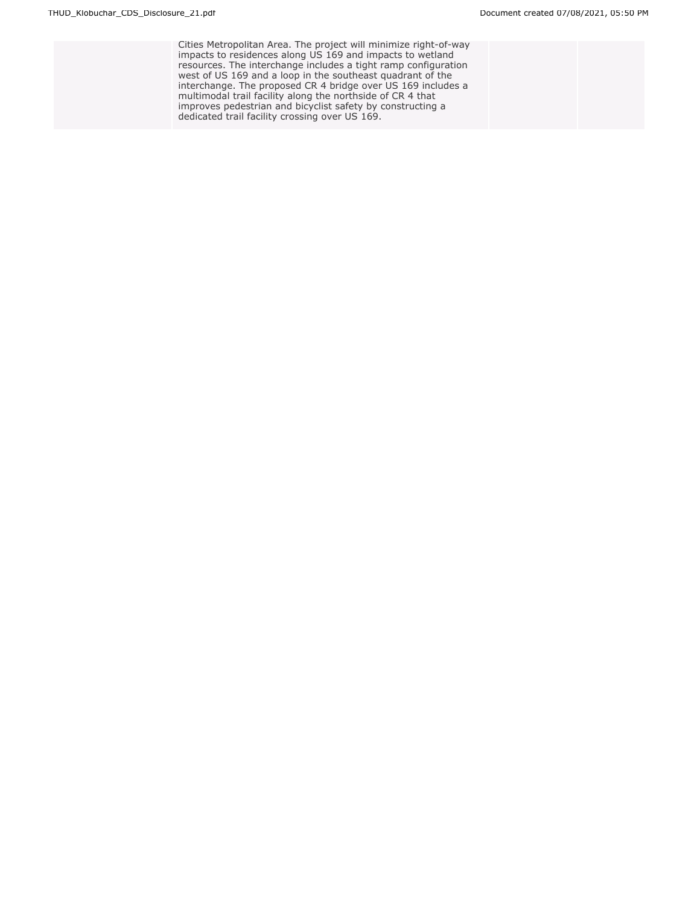| | | | |
|---|---|---|---|
| | Cities Metropolitan Area. The project will minimize right-of-way impacts to residences along US 169 and impacts to wetland resources. The interchange includes a tight ramp configuration west of US 169 and a loop in the southeast quadrant of the interchange. The proposed CR 4 bridge over US 169 includes a multimodal trail facility along the northside of CR 4 that improves pedestrian and bicyclist safety by constructing a dedicated trail facility crossing over US 169. | | |